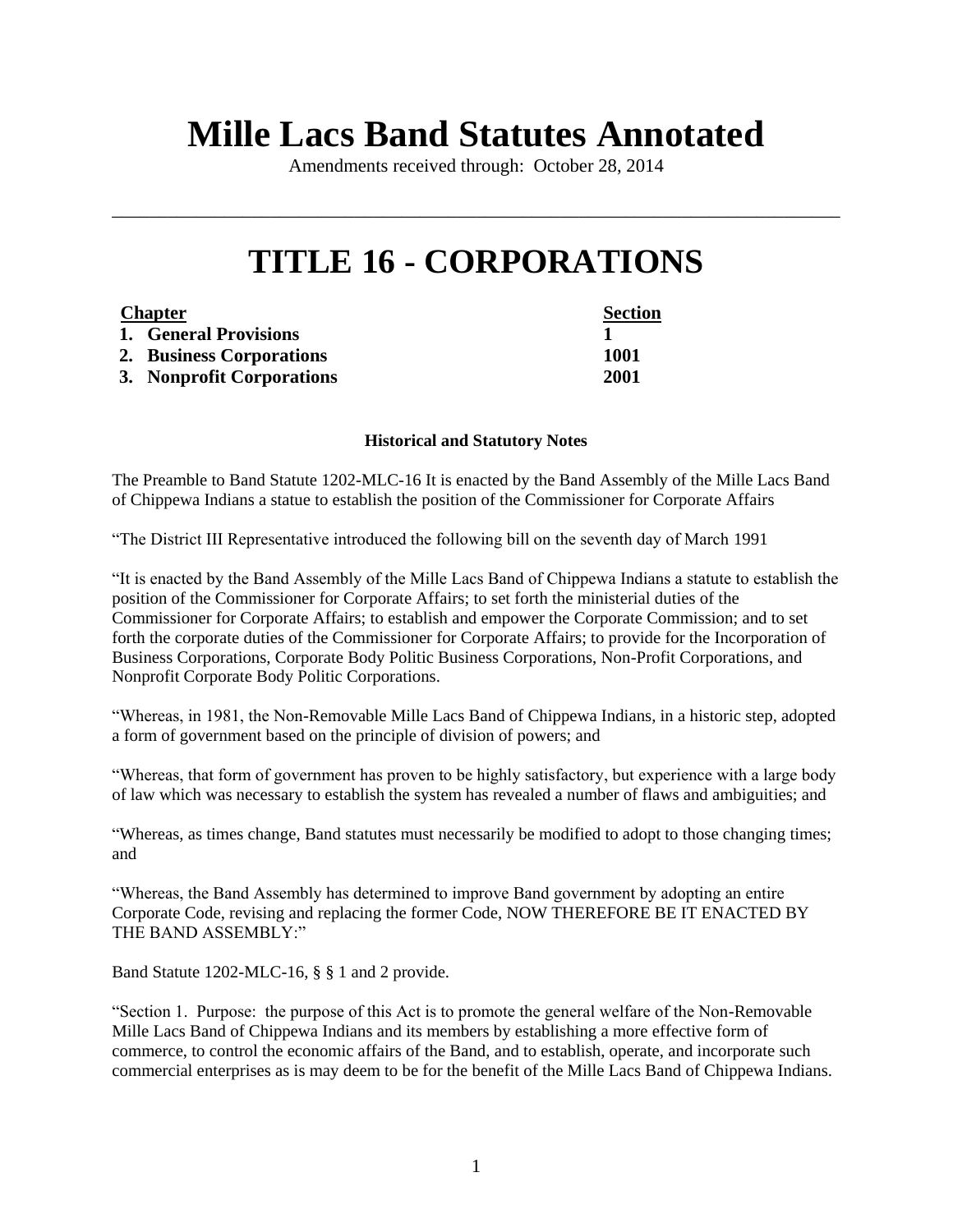# Mille Lacs Band Statutes Annotated

Amendments received through: October 28, 2014

---

# TITLE 16 - CORPORATIONS

| Chapter | Section |
|---|---|
| **1. General Provisions** | **1** |
| **2. Business Corporations** | **1001** |
| **3. Nonprofit Corporations** | **2001** |

**Historical and Statutory Notes**

The Preamble to Band Statute 1202-MLC-16 It is enacted by the Band Assembly of the Mille Lacs Band of Chippewa Indians a statue to establish the position of the Commissioner for Corporate Affairs

"The District III Representative introduced the following bill on the seventh day of March 1991

"It is enacted by the Band Assembly of the Mille Lacs Band of Chippewa Indians a statute to establish the position of the Commissioner for Corporate Affairs; to set forth the ministerial duties of the Commissioner for Corporate Affairs; to establish and empower the Corporate Commission; and to set forth the corporate duties of the Commissioner for Corporate Affairs; to provide for the Incorporation of Business Corporations, Corporate Body Politic Business Corporations, Non-Profit Corporations, and Nonprofit Corporate Body Politic Corporations.

"Whereas, in 1981, the Non-Removable Mille Lacs Band of Chippewa Indians, in a historic step, adopted a form of government based on the principle of division of powers; and

"Whereas, that form of government has proven to be highly satisfactory, but experience with a large body of law which was necessary to establish the system has revealed a number of flaws and ambiguities; and

"Whereas, as times change, Band statutes must necessarily be modified to adopt to those changing times; and

"Whereas, the Band Assembly has determined to improve Band government by adopting an entire Corporate Code, revising and replacing the former Code, NOW THEREFORE BE IT ENACTED BY THE BAND ASSEMBLY:"

Band Statute 1202-MLC-16, § § 1 and 2 provide.

"Section 1. Purpose: the purpose of this Act is to promote the general welfare of the Non-Removable Mille Lacs Band of Chippewa Indians and its members by establishing a more effective form of commerce, to control the economic affairs of the Band, and to establish, operate, and incorporate such commercial enterprises as is may deem to be for the benefit of the Mille Lacs Band of Chippewa Indians.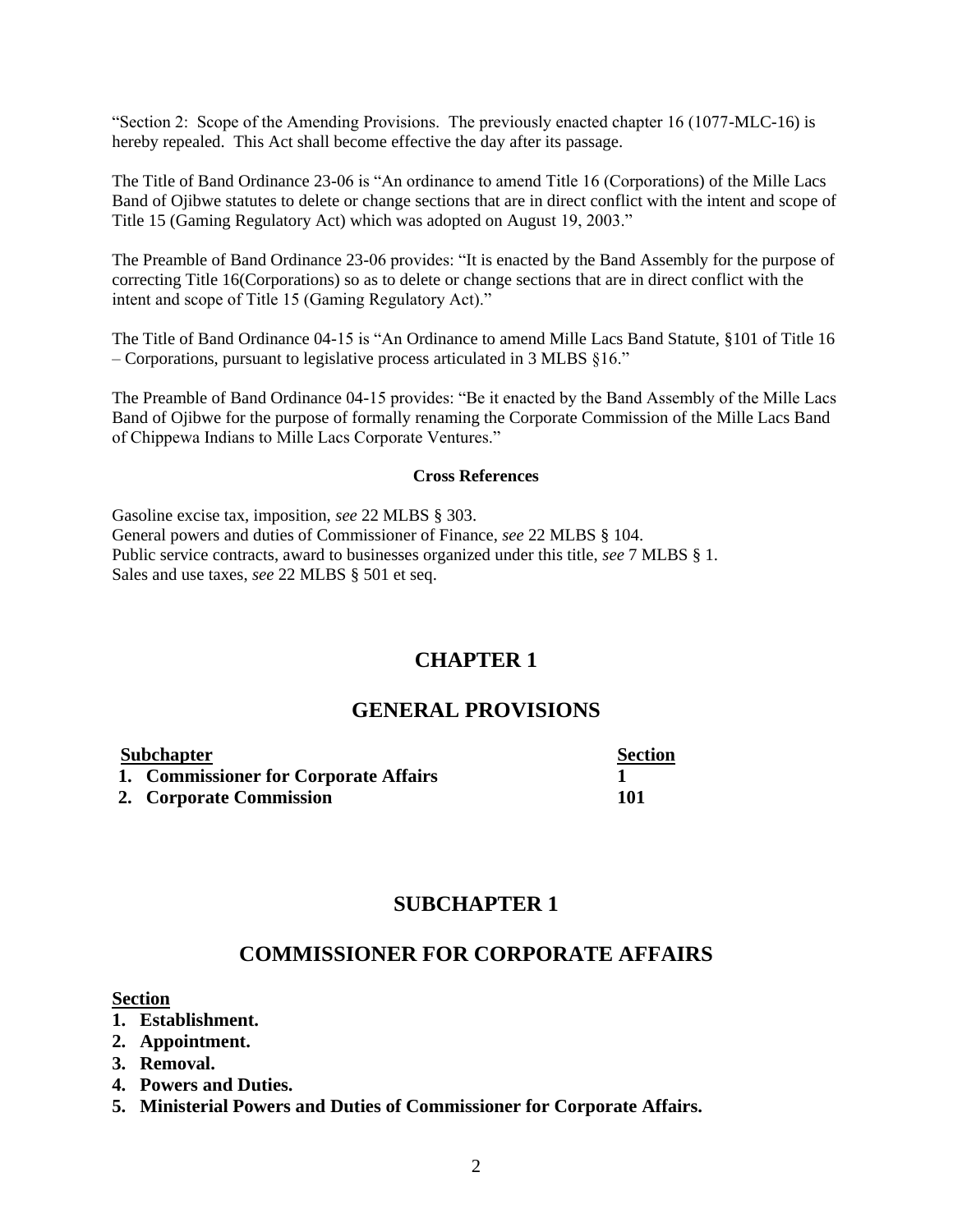"Section 2: Scope of the Amending Provisions. The previously enacted chapter 16 (1077-MLC-16) is hereby repealed. This Act shall become effective the day after its passage.

The Title of Band Ordinance 23-06 is "An ordinance to amend Title 16 (Corporations) of the Mille Lacs Band of Ojibwe statutes to delete or change sections that are in direct conflict with the intent and scope of Title 15 (Gaming Regulatory Act) which was adopted on August 19, 2003."

The Preamble of Band Ordinance 23-06 provides: "It is enacted by the Band Assembly for the purpose of correcting Title 16(Corporations) so as to delete or change sections that are in direct conflict with the intent and scope of Title 15 (Gaming Regulatory Act)."

The Title of Band Ordinance 04-15 is "An Ordinance to amend Mille Lacs Band Statute, §101 of Title 16 – Corporations, pursuant to legislative process articulated in 3 MLBS §16."

The Preamble of Band Ordinance 04-15 provides: "Be it enacted by the Band Assembly of the Mille Lacs Band of Ojibwe for the purpose of formally renaming the Corporate Commission of the Mille Lacs Band of Chippewa Indians to Mille Lacs Corporate Ventures."

**Cross References**

Gasoline excise tax, imposition, *see* 22 MLBS § 303.
General powers and duties of Commissioner of Finance, *see* 22 MLBS § 104.
Public service contracts, award to businesses organized under this title, *see* 7 MLBS § 1.
Sales and use taxes, *see* 22 MLBS § 501 et seq.

# CHAPTER 1

# GENERAL PROVISIONS

| Subchapter | Section |
|---|---|
| **1. Commissioner for Corporate Affairs** | **1** |
| **2. Corporate Commission** | **101** |

## SUBCHAPTER 1

## COMMISSIONER FOR CORPORATE AFFAIRS

**Section**

1. **Establishment.**
2. **Appointment.**
3. **Removal.**
4. **Powers and Duties.**
5. **Ministerial Powers and Duties of Commissioner for Corporate Affairs.**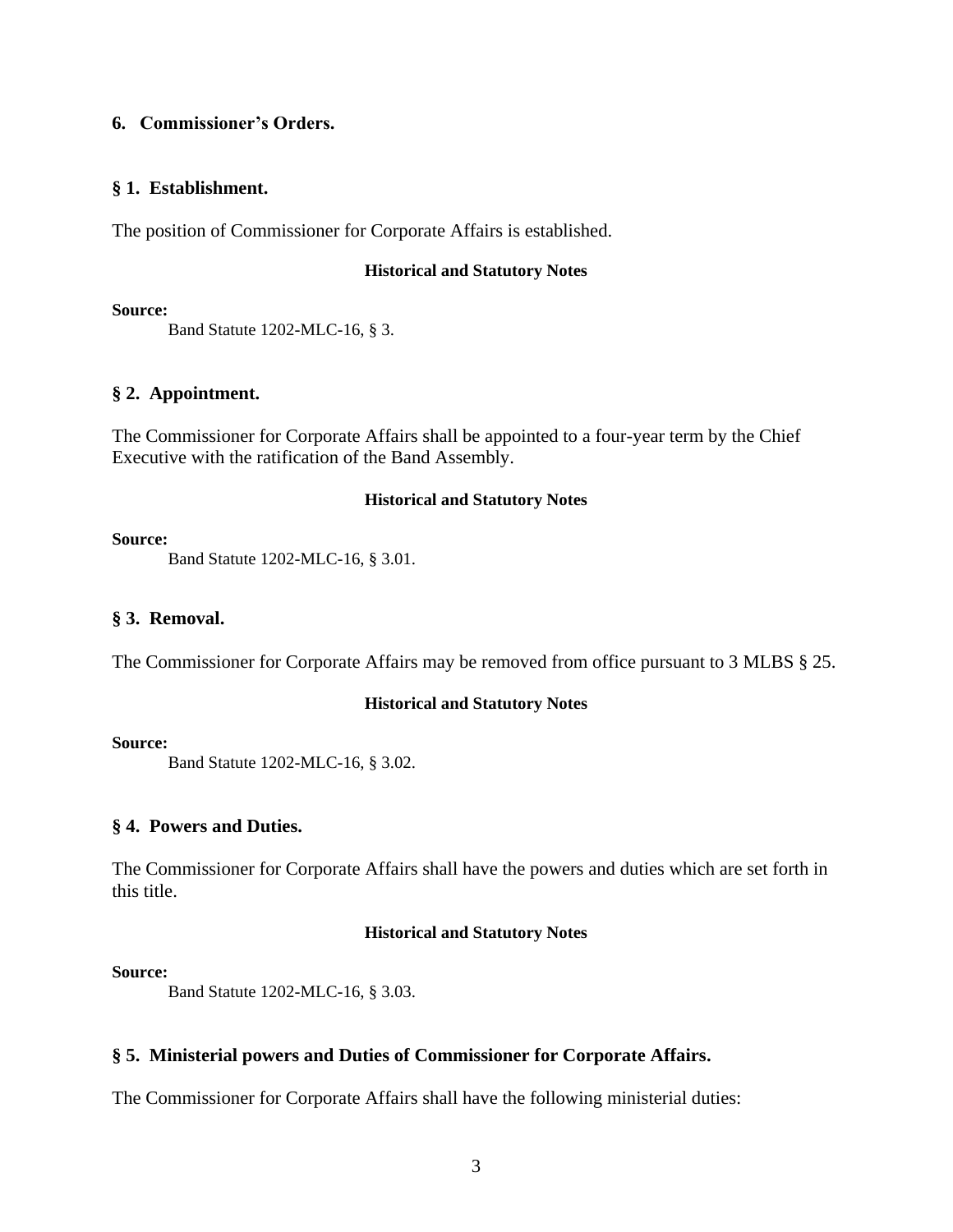**6. Commissioner's Orders.**

## § 1. Establishment.

The position of Commissioner for Corporate Affairs is established.

**Historical and Statutory Notes**

**Source:**

Band Statute 1202-MLC-16, § 3.

## § 2. Appointment.

The Commissioner for Corporate Affairs shall be appointed to a four-year term by the Chief Executive with the ratification of the Band Assembly.

**Historical and Statutory Notes**

**Source:**

Band Statute 1202-MLC-16, § 3.01.

## § 3. Removal.

The Commissioner for Corporate Affairs may be removed from office pursuant to 3 MLBS § 25.

**Historical and Statutory Notes**

**Source:**

Band Statute 1202-MLC-16, § 3.02.

## § 4. Powers and Duties.

The Commissioner for Corporate Affairs shall have the powers and duties which are set forth in this title.

**Historical and Statutory Notes**

**Source:**

Band Statute 1202-MLC-16, § 3.03.

## § 5. Ministerial powers and Duties of Commissioner for Corporate Affairs.

The Commissioner for Corporate Affairs shall have the following ministerial duties: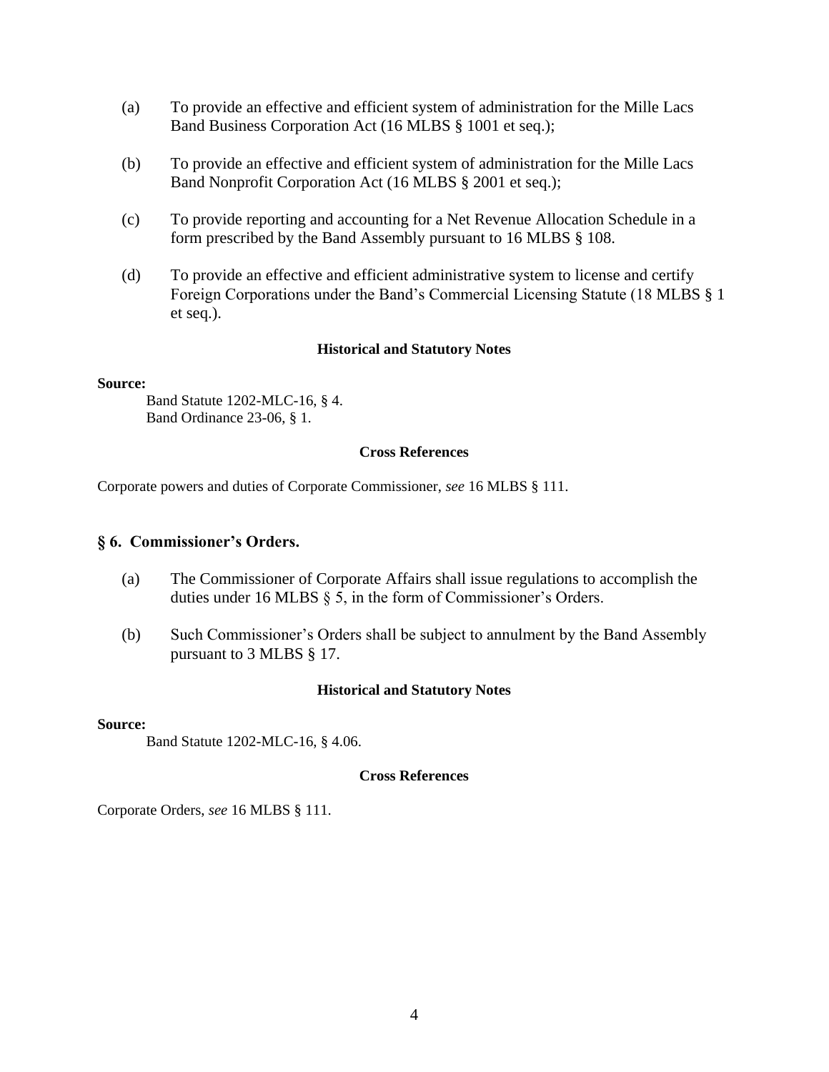(a) To provide an effective and efficient system of administration for the Mille Lacs Band Business Corporation Act (16 MLBS § 1001 et seq.);

(b) To provide an effective and efficient system of administration for the Mille Lacs Band Nonprofit Corporation Act (16 MLBS § 2001 et seq.);

(c) To provide reporting and accounting for a Net Revenue Allocation Schedule in a form prescribed by the Band Assembly pursuant to 16 MLBS § 108.

(d) To provide an effective and efficient administrative system to license and certify Foreign Corporations under the Band's Commercial Licensing Statute (18 MLBS § 1 et seq.).

**Historical and Statutory Notes**

**Source:**

Band Statute 1202-MLC-16, § 4.
Band Ordinance 23-06, § 1.

**Cross References**

Corporate powers and duties of Corporate Commissioner, *see* 16 MLBS § 111.

## § 6. Commissioner's Orders.

(a) The Commissioner of Corporate Affairs shall issue regulations to accomplish the duties under 16 MLBS § 5, in the form of Commissioner's Orders.

(b) Such Commissioner's Orders shall be subject to annulment by the Band Assembly pursuant to 3 MLBS § 17.

**Historical and Statutory Notes**

**Source:**

Band Statute 1202-MLC-16, § 4.06.

**Cross References**

Corporate Orders, *see* 16 MLBS § 111.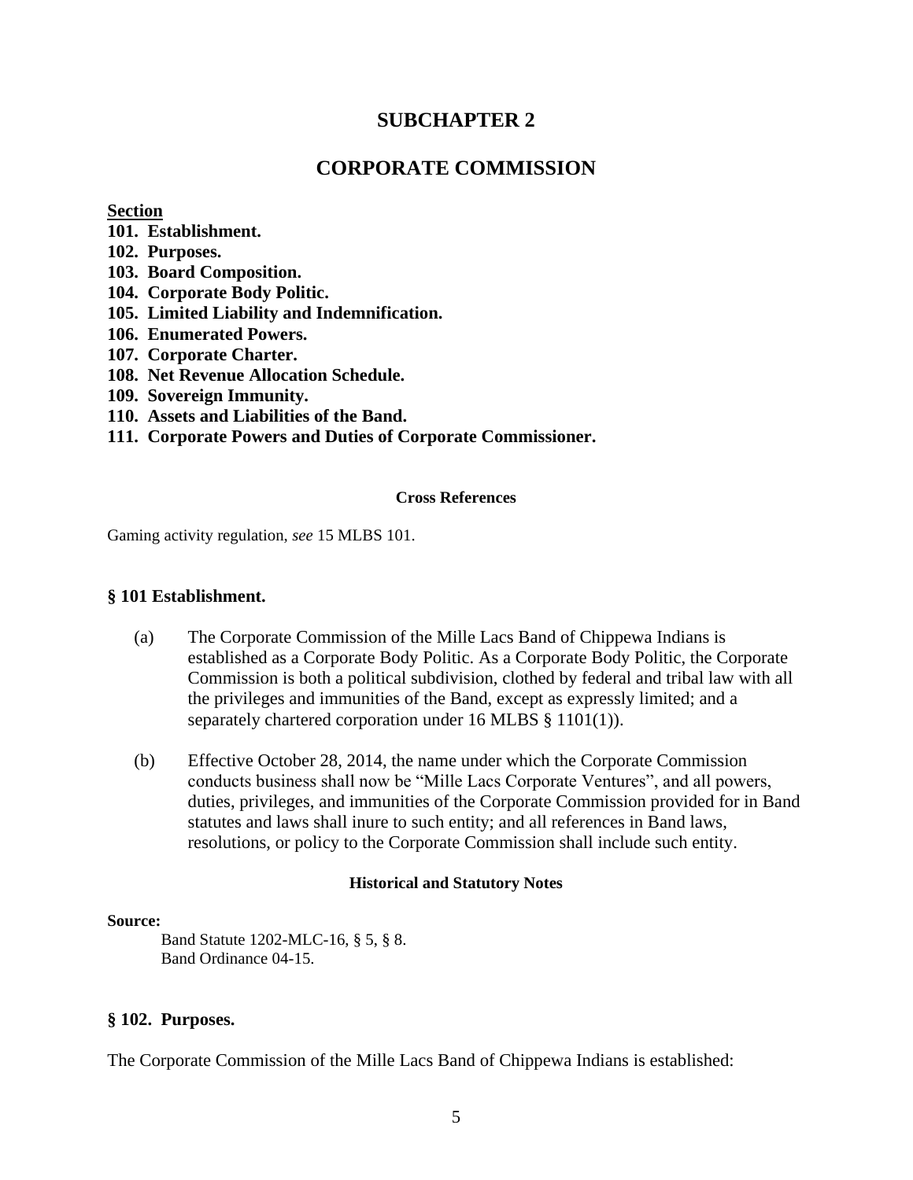# SUBCHAPTER 2

# CORPORATE COMMISSION

**Section**

**101. Establishment.**
**102. Purposes.**
**103. Board Composition.**
**104. Corporate Body Politic.**
**105. Limited Liability and Indemnification.**
**106. Enumerated Powers.**
**107. Corporate Charter.**
**108. Net Revenue Allocation Schedule.**
**109. Sovereign Immunity.**
**110. Assets and Liabilities of the Band.**
**111. Corporate Powers and Duties of Corporate Commissioner.**

**Cross References**

Gaming activity regulation, *see* 15 MLBS 101.

### § 101 Establishment.

(a) The Corporate Commission of the Mille Lacs Band of Chippewa Indians is established as a Corporate Body Politic. As a Corporate Body Politic, the Corporate Commission is both a political subdivision, clothed by federal and tribal law with all the privileges and immunities of the Band, except as expressly limited; and a separately chartered corporation under 16 MLBS § 1101(1)).

(b) Effective October 28, 2014, the name under which the Corporate Commission conducts business shall now be "Mille Lacs Corporate Ventures", and all powers, duties, privileges, and immunities of the Corporate Commission provided for in Band statutes and laws shall inure to such entity; and all references in Band laws, resolutions, or policy to the Corporate Commission shall include such entity.

**Historical and Statutory Notes**

**Source:**

Band Statute 1202-MLC-16, § 5, § 8.
Band Ordinance 04-15.

### § 102. Purposes.

The Corporate Commission of the Mille Lacs Band of Chippewa Indians is established: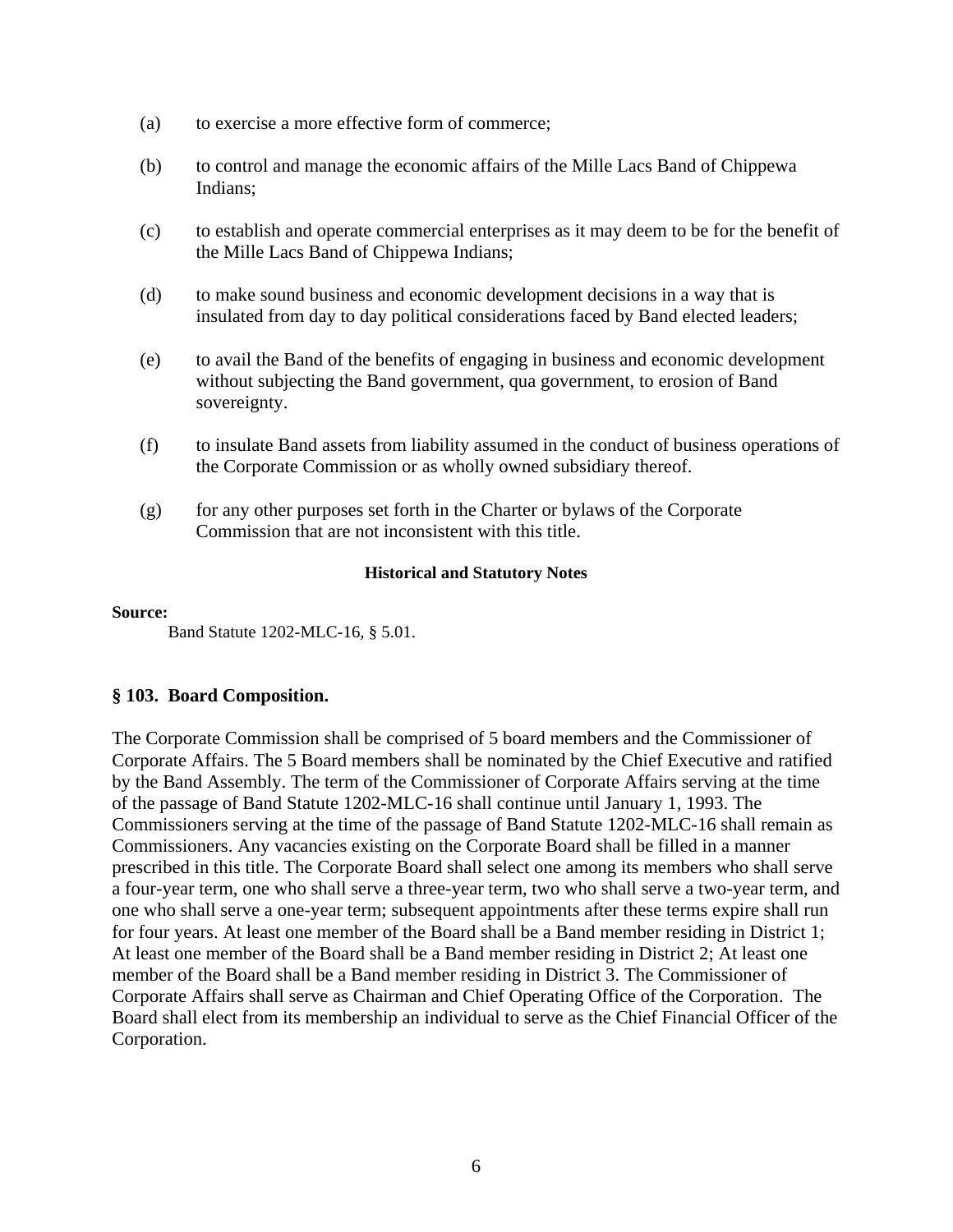(a) to exercise a more effective form of commerce;

(b) to control and manage the economic affairs of the Mille Lacs Band of Chippewa Indians;

(c) to establish and operate commercial enterprises as it may deem to be for the benefit of the Mille Lacs Band of Chippewa Indians;

(d) to make sound business and economic development decisions in a way that is insulated from day to day political considerations faced by Band elected leaders;

(e) to avail the Band of the benefits of engaging in business and economic development without subjecting the Band government, qua government, to erosion of Band sovereignty.

(f) to insulate Band assets from liability assumed in the conduct of business operations of the Corporate Commission or as wholly owned subsidiary thereof.

(g) for any other purposes set forth in the Charter or bylaws of the Corporate Commission that are not inconsistent with this title.

**Historical and Statutory Notes**

**Source:**

Band Statute 1202-MLC-16, § 5.01.

### § 103. Board Composition.

The Corporate Commission shall be comprised of 5 board members and the Commissioner of Corporate Affairs. The 5 Board members shall be nominated by the Chief Executive and ratified by the Band Assembly. The term of the Commissioner of Corporate Affairs serving at the time of the passage of Band Statute 1202-MLC-16 shall continue until January 1, 1993. The Commissioners serving at the time of the passage of Band Statute 1202-MLC-16 shall remain as Commissioners. Any vacancies existing on the Corporate Board shall be filled in a manner prescribed in this title. The Corporate Board shall select one among its members who shall serve a four-year term, one who shall serve a three-year term, two who shall serve a two-year term, and one who shall serve a one-year term; subsequent appointments after these terms expire shall run for four years. At least one member of the Board shall be a Band member residing in District 1; At least one member of the Board shall be a Band member residing in District 2; At least one member of the Board shall be a Band member residing in District 3. The Commissioner of Corporate Affairs shall serve as Chairman and Chief Operating Office of the Corporation. The Board shall elect from its membership an individual to serve as the Chief Financial Officer of the Corporation.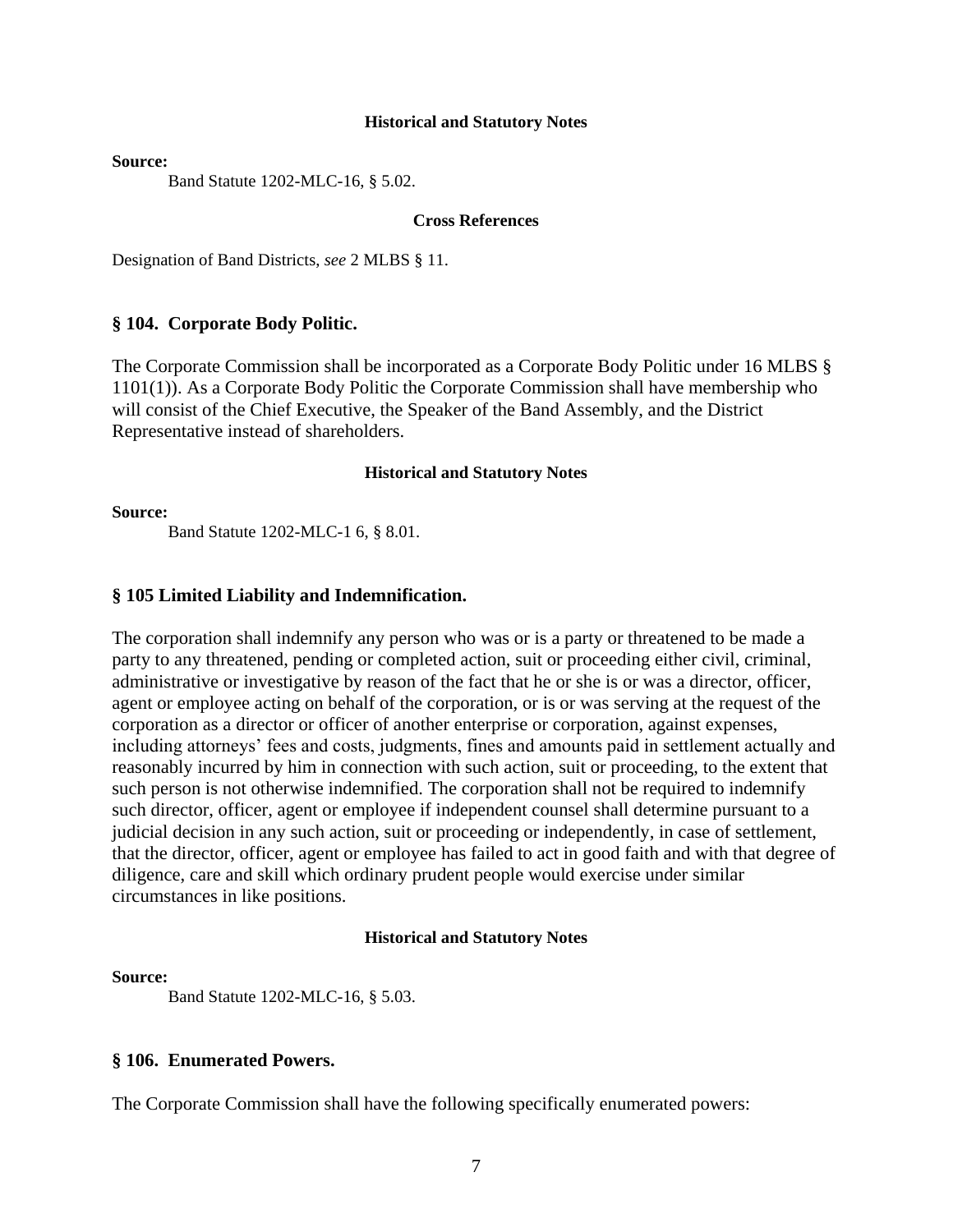#### Historical and Statutory Notes

**Source:**

Band Statute 1202-MLC-16, § 5.02.

#### Cross References

Designation of Band Districts, *see* 2 MLBS § 11.

### § 104. Corporate Body Politic.

The Corporate Commission shall be incorporated as a Corporate Body Politic under 16 MLBS § 1101(1)). As a Corporate Body Politic the Corporate Commission shall have membership who will consist of the Chief Executive, the Speaker of the Band Assembly, and the District Representative instead of shareholders.

#### Historical and Statutory Notes

**Source:**

Band Statute 1202-MLC-1 6, § 8.01.

### § 105 Limited Liability and Indemnification.

The corporation shall indemnify any person who was or is a party or threatened to be made a party to any threatened, pending or completed action, suit or proceeding either civil, criminal, administrative or investigative by reason of the fact that he or she is or was a director, officer, agent or employee acting on behalf of the corporation, or is or was serving at the request of the corporation as a director or officer of another enterprise or corporation, against expenses, including attorneys' fees and costs, judgments, fines and amounts paid in settlement actually and reasonably incurred by him in connection with such action, suit or proceeding, to the extent that such person is not otherwise indemnified. The corporation shall not be required to indemnify such director, officer, agent or employee if independent counsel shall determine pursuant to a judicial decision in any such action, suit or proceeding or independently, in case of settlement, that the director, officer, agent or employee has failed to act in good faith and with that degree of diligence, care and skill which ordinary prudent people would exercise under similar circumstances in like positions.

#### Historical and Statutory Notes

**Source:**

Band Statute 1202-MLC-16, § 5.03.

### § 106. Enumerated Powers.

The Corporate Commission shall have the following specifically enumerated powers: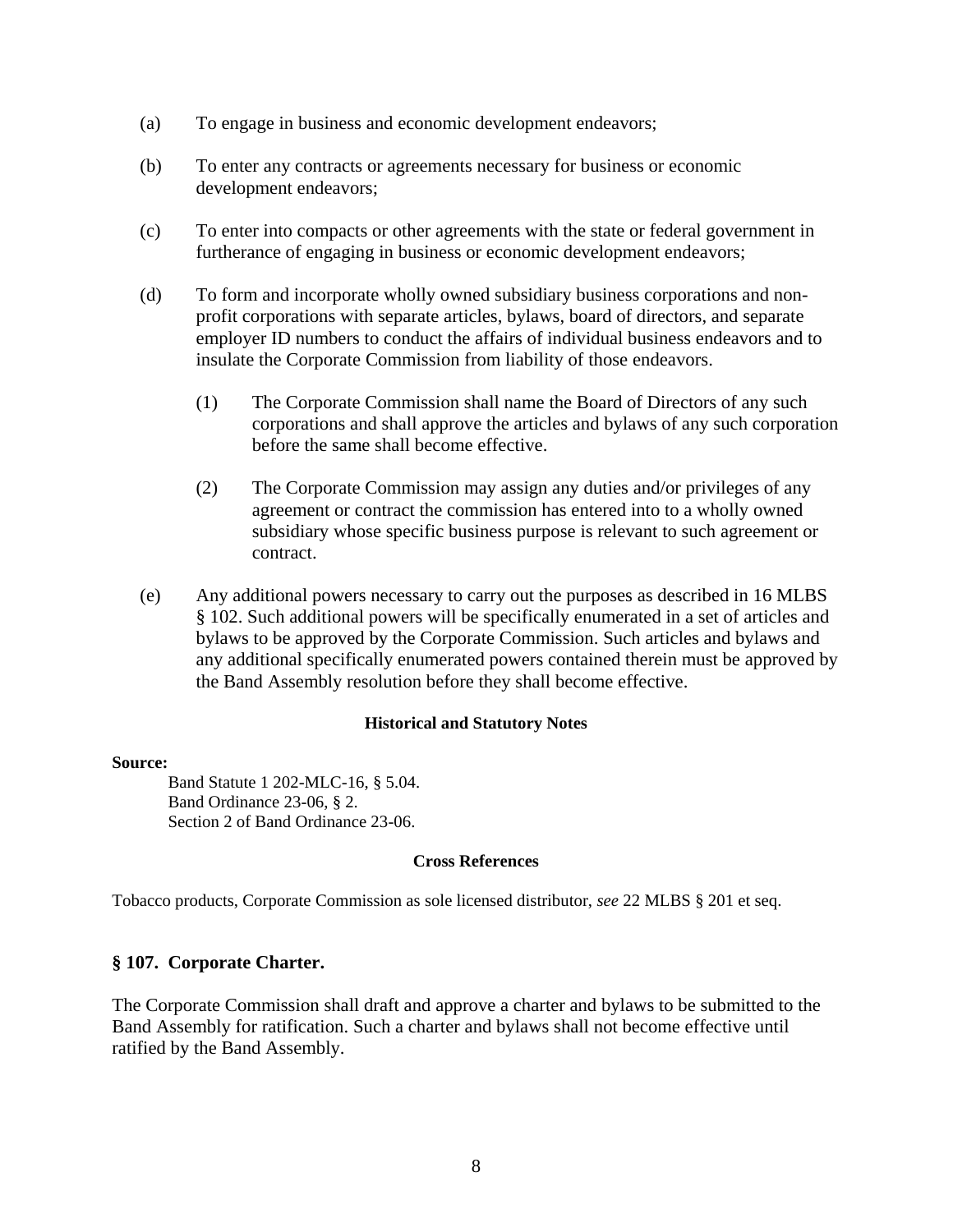(a) To engage in business and economic development endeavors;

(b) To enter any contracts or agreements necessary for business or economic development endeavors;

(c) To enter into compacts or other agreements with the state or federal government in furtherance of engaging in business or economic development endeavors;

(d) To form and incorporate wholly owned subsidiary business corporations and non-profit corporations with separate articles, bylaws, board of directors, and separate employer ID numbers to conduct the affairs of individual business endeavors and to insulate the Corporate Commission from liability of those endeavors.

   (1) The Corporate Commission shall name the Board of Directors of any such corporations and shall approve the articles and bylaws of any such corporation before the same shall become effective.

   (2) The Corporate Commission may assign any duties and/or privileges of any agreement or contract the commission has entered into to a wholly owned subsidiary whose specific business purpose is relevant to such agreement or contract.

(e) Any additional powers necessary to carry out the purposes as described in 16 MLBS § 102. Such additional powers will be specifically enumerated in a set of articles and bylaws to be approved by the Corporate Commission. Such articles and bylaws and any additional specifically enumerated powers contained therein must be approved by the Band Assembly resolution before they shall become effective.

**Historical and Statutory Notes**

**Source:**

Band Statute 1 202-MLC-16, § 5.04.
Band Ordinance 23-06, § 2.
Section 2 of Band Ordinance 23-06.

**Cross References**

Tobacco products, Corporate Commission as sole licensed distributor, *see* 22 MLBS § 201 et seq.

### § 107. Corporate Charter.

The Corporate Commission shall draft and approve a charter and bylaws to be submitted to the Band Assembly for ratification. Such a charter and bylaws shall not become effective until ratified by the Band Assembly.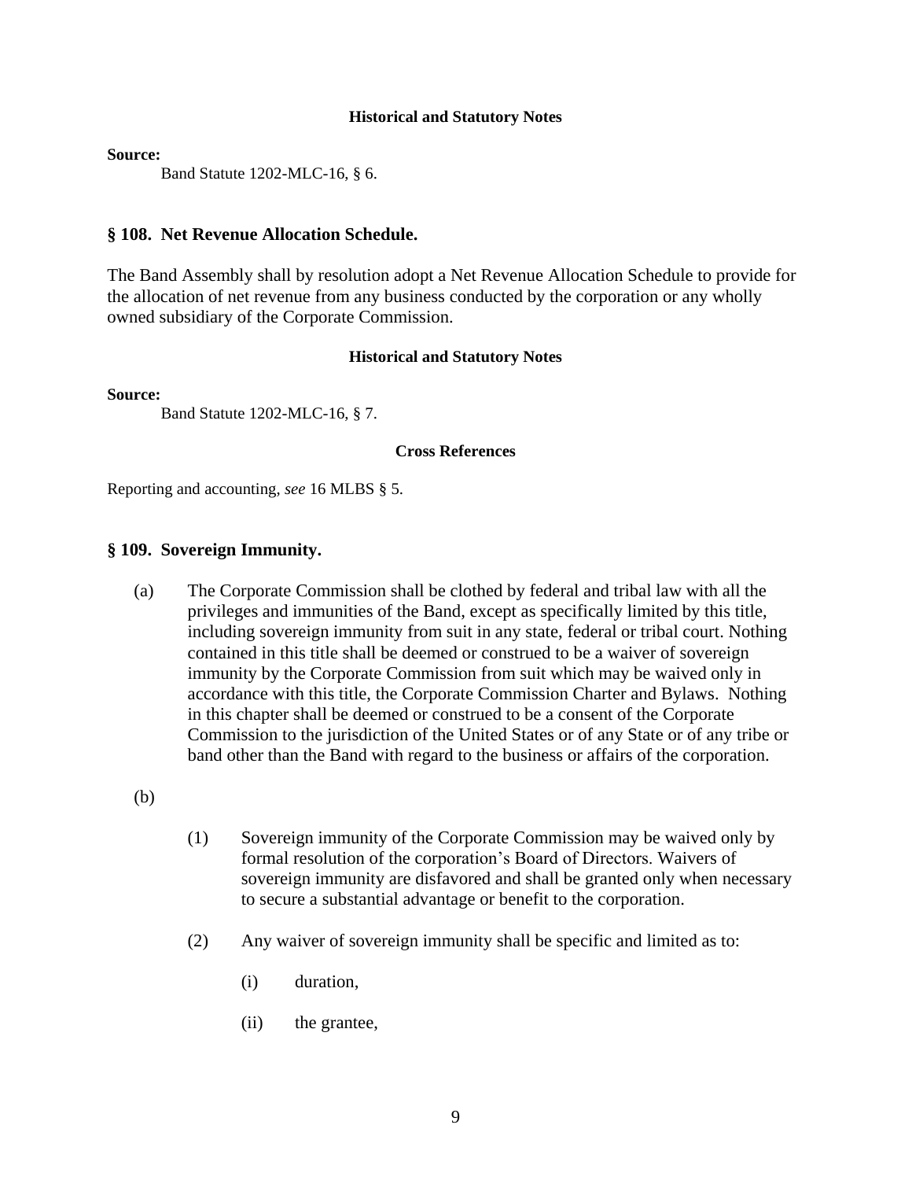**Historical and Statutory Notes**

**Source:**

Band Statute 1202-MLC-16, § 6.

## § 108. Net Revenue Allocation Schedule.

The Band Assembly shall by resolution adopt a Net Revenue Allocation Schedule to provide for the allocation of net revenue from any business conducted by the corporation or any wholly owned subsidiary of the Corporate Commission.

**Historical and Statutory Notes**

**Source:**

Band Statute 1202-MLC-16, § 7.

**Cross References**

Reporting and accounting, *see* 16 MLBS § 5.

## § 109. Sovereign Immunity.

(a) The Corporate Commission shall be clothed by federal and tribal law with all the privileges and immunities of the Band, except as specifically limited by this title, including sovereign immunity from suit in any state, federal or tribal court. Nothing contained in this title shall be deemed or construed to be a waiver of sovereign immunity by the Corporate Commission from suit which may be waived only in accordance with this title, the Corporate Commission Charter and Bylaws. Nothing in this chapter shall be deemed or construed to be a consent of the Corporate Commission to the jurisdiction of the United States or of any State or of any tribe or band other than the Band with regard to the business or affairs of the corporation.

(b)

(1) Sovereign immunity of the Corporate Commission may be waived only by formal resolution of the corporation's Board of Directors. Waivers of sovereign immunity are disfavored and shall be granted only when necessary to secure a substantial advantage or benefit to the corporation.

(2) Any waiver of sovereign immunity shall be specific and limited as to:

(i) duration,

(ii) the grantee,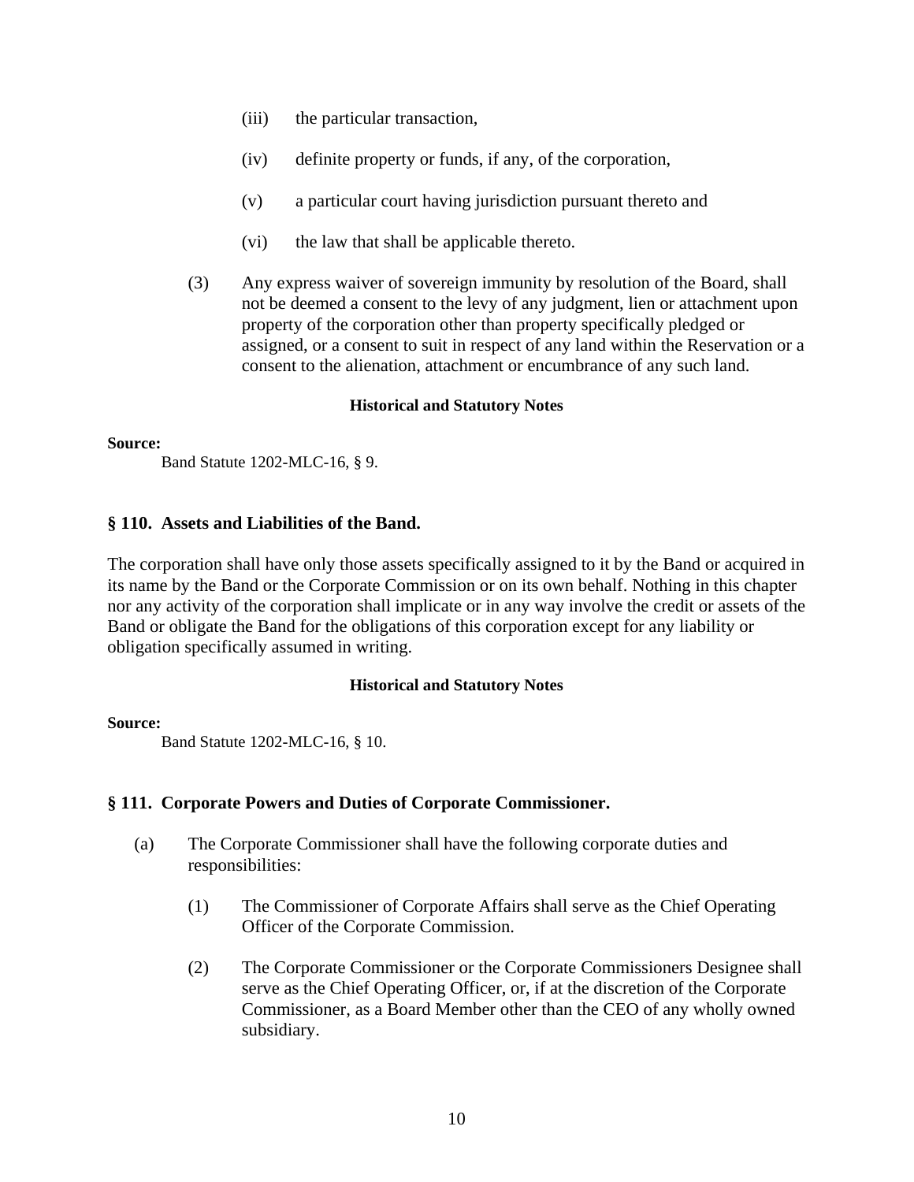(iii) the particular transaction,

(iv) definite property or funds, if any, of the corporation,

(v) a particular court having jurisdiction pursuant thereto and

(vi) the law that shall be applicable thereto.

(3) Any express waiver of sovereign immunity by resolution of the Board, shall not be deemed a consent to the levy of any judgment, lien or attachment upon property of the corporation other than property specifically pledged or assigned, or a consent to suit in respect of any land within the Reservation or a consent to the alienation, attachment or encumbrance of any such land.

**Historical and Statutory Notes**

**Source:**
Band Statute 1202-MLC-16, § 9.

### § 110. Assets and Liabilities of the Band.

The corporation shall have only those assets specifically assigned to it by the Band or acquired in its name by the Band or the Corporate Commission or on its own behalf. Nothing in this chapter nor any activity of the corporation shall implicate or in any way involve the credit or assets of the Band or obligate the Band for the obligations of this corporation except for any liability or obligation specifically assumed in writing.

**Historical and Statutory Notes**

**Source:**
Band Statute 1202-MLC-16, § 10.

### § 111. Corporate Powers and Duties of Corporate Commissioner.

(a) The Corporate Commissioner shall have the following corporate duties and responsibilities:

(1) The Commissioner of Corporate Affairs shall serve as the Chief Operating Officer of the Corporate Commission.

(2) The Corporate Commissioner or the Corporate Commissioners Designee shall serve as the Chief Operating Officer, or, if at the discretion of the Corporate Commissioner, as a Board Member other than the CEO of any wholly owned subsidiary.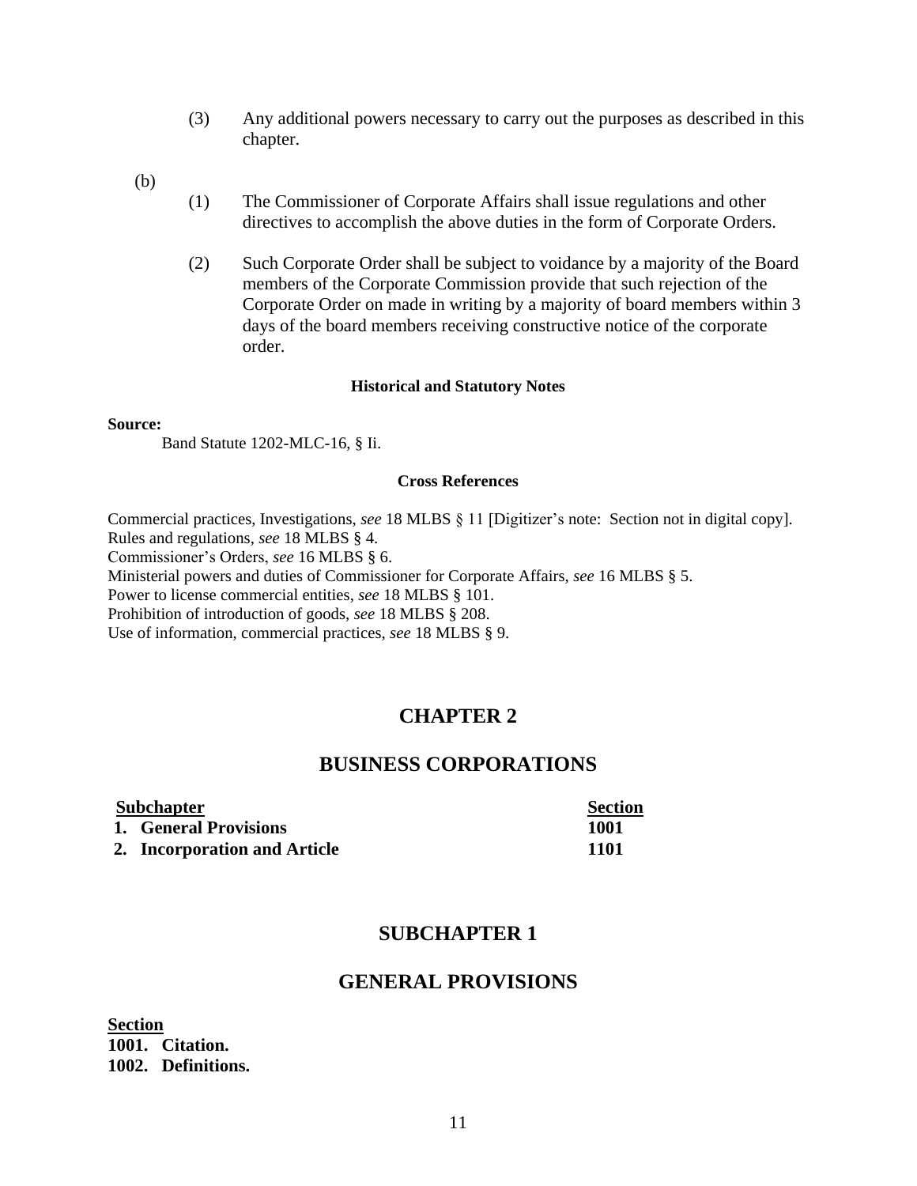(3) Any additional powers necessary to carry out the purposes as described in this chapter.

(b)

(1) The Commissioner of Corporate Affairs shall issue regulations and other directives to accomplish the above duties in the form of Corporate Orders.

(2) Such Corporate Order shall be subject to voidance by a majority of the Board members of the Corporate Commission provide that such rejection of the Corporate Order on made in writing by a majority of board members within 3 days of the board members receiving constructive notice of the corporate order.

#### Historical and Statutory Notes

**Source:**

Band Statute 1202-MLC-16, § Ii.

#### Cross References

Commercial practices, Investigations, *see* 18 MLBS § 11 [Digitizer's note: Section not in digital copy].
Rules and regulations, *see* 18 MLBS § 4.
Commissioner's Orders, *see* 16 MLBS § 6.
Ministerial powers and duties of Commissioner for Corporate Affairs, *see* 16 MLBS § 5.
Power to license commercial entities, *see* 18 MLBS § 101.
Prohibition of introduction of goods, *see* 18 MLBS § 208.
Use of information, commercial practices, *see* 18 MLBS § 9.

## CHAPTER 2

## BUSINESS CORPORATIONS

| Subchapter | Section |
| --- | --- |
| **1. General Provisions** | **1001** |
| **2. Incorporation and Article** | **1101** |

## SUBCHAPTER 1

## GENERAL PROVISIONS

**Section**
**1001. Citation.**
**1002. Definitions.**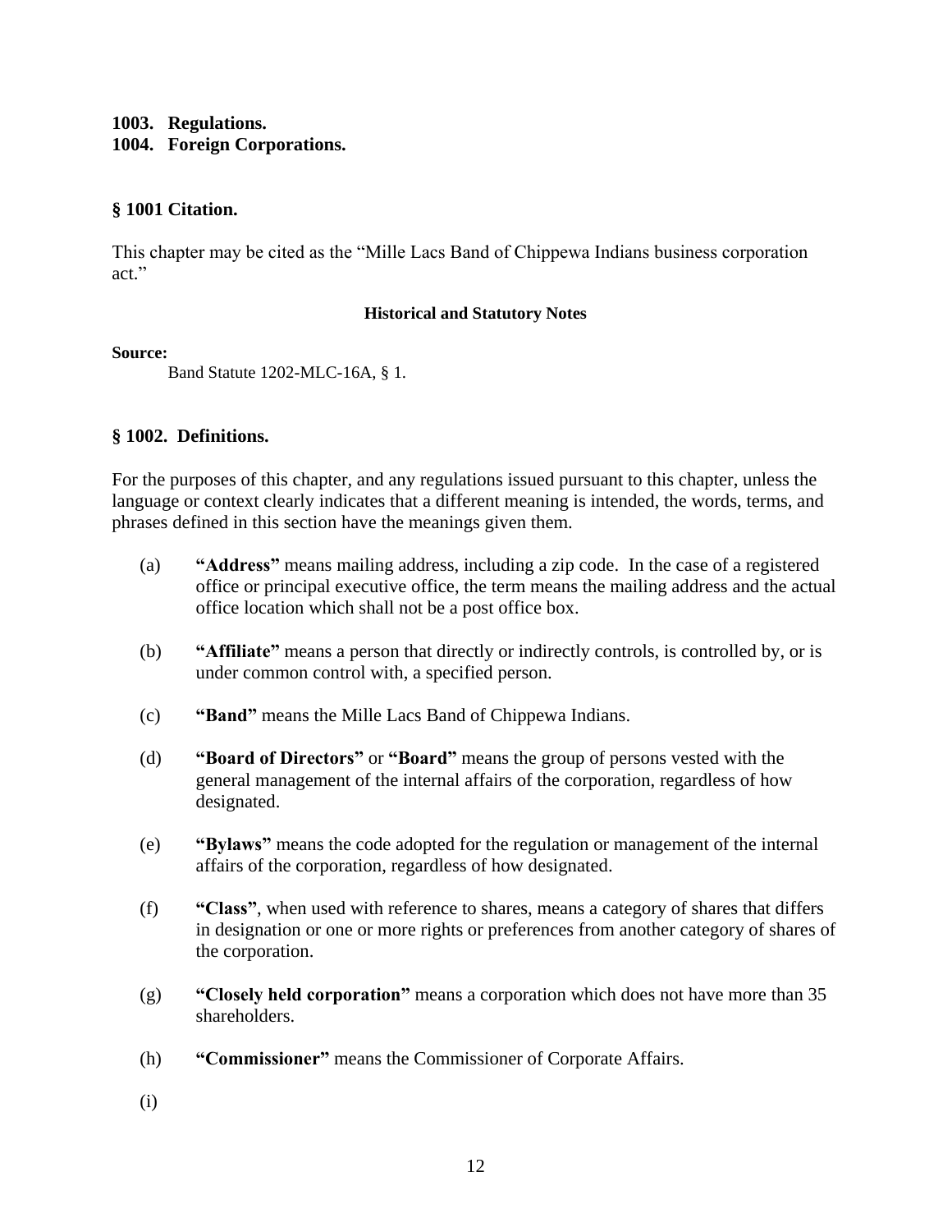**1003. Regulations.**
**1004. Foreign Corporations.**

### § 1001 Citation.

This chapter may be cited as the "Mille Lacs Band of Chippewa Indians business corporation act."

**Historical and Statutory Notes**

**Source:**
Band Statute 1202-MLC-16A, § 1.

### § 1002. Definitions.

For the purposes of this chapter, and any regulations issued pursuant to this chapter, unless the language or context clearly indicates that a different meaning is intended, the words, terms, and phrases defined in this section have the meanings given them.

(a) **"Address"** means mailing address, including a zip code. In the case of a registered office or principal executive office, the term means the mailing address and the actual office location which shall not be a post office box.

(b) **"Affiliate"** means a person that directly or indirectly controls, is controlled by, or is under common control with, a specified person.

(c) **"Band"** means the Mille Lacs Band of Chippewa Indians.

(d) **"Board of Directors"** or **"Board"** means the group of persons vested with the general management of the internal affairs of the corporation, regardless of how designated.

(e) **"Bylaws"** means the code adopted for the regulation or management of the internal affairs of the corporation, regardless of how designated.

(f) **"Class"**, when used with reference to shares, means a category of shares that differs in designation or one or more rights or preferences from another category of shares of the corporation.

(g) **"Closely held corporation"** means a corporation which does not have more than 35 shareholders.

(h) **"Commissioner"** means the Commissioner of Corporate Affairs.

(i)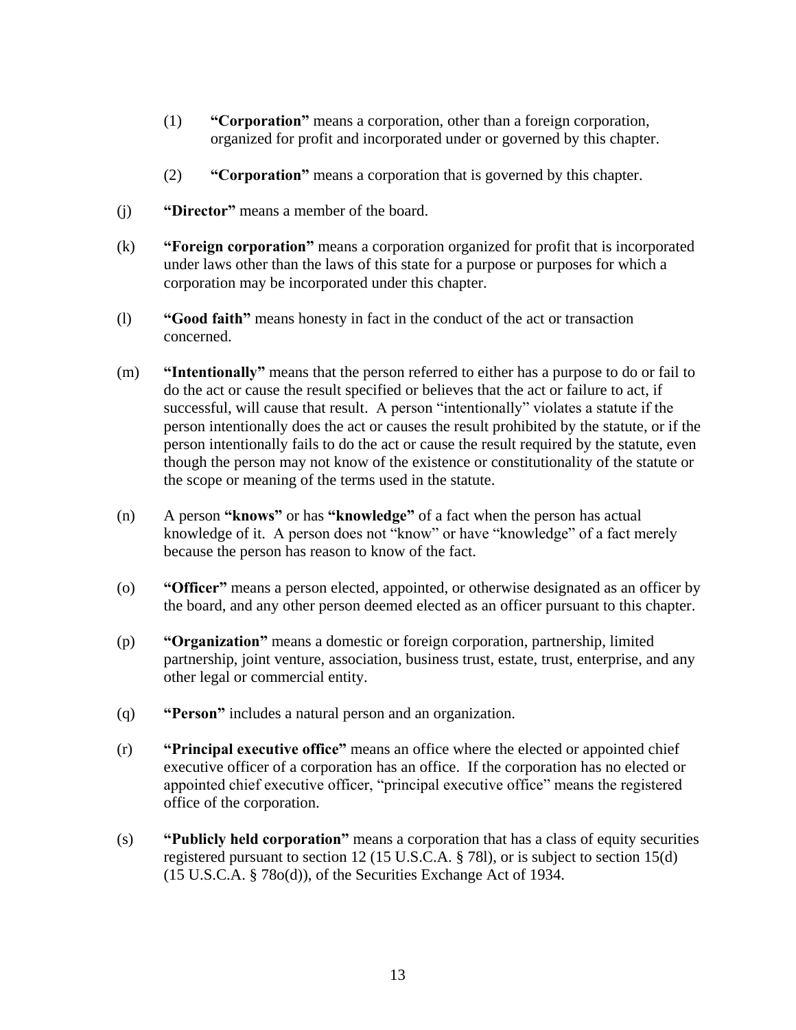(1) **"Corporation"** means a corporation, other than a foreign corporation, organized for profit and incorporated under or governed by this chapter.

(2) **"Corporation"** means a corporation that is governed by this chapter.

(j) **"Director"** means a member of the board.

(k) **"Foreign corporation"** means a corporation organized for profit that is incorporated under laws other than the laws of this state for a purpose or purposes for which a corporation may be incorporated under this chapter.

(l) **"Good faith"** means honesty in fact in the conduct of the act or transaction concerned.

(m) **"Intentionally"** means that the person referred to either has a purpose to do or fail to do the act or cause the result specified or believes that the act or failure to act, if successful, will cause that result. A person "intentionally" violates a statute if the person intentionally does the act or causes the result prohibited by the statute, or if the person intentionally fails to do the act or cause the result required by the statute, even though the person may not know of the existence or constitutionality of the statute or the scope or meaning of the terms used in the statute.

(n) A person **"knows"** or has **"knowledge"** of a fact when the person has actual knowledge of it. A person does not "know" or have "knowledge" of a fact merely because the person has reason to know of the fact.

(o) **"Officer"** means a person elected, appointed, or otherwise designated as an officer by the board, and any other person deemed elected as an officer pursuant to this chapter.

(p) **"Organization"** means a domestic or foreign corporation, partnership, limited partnership, joint venture, association, business trust, estate, trust, enterprise, and any other legal or commercial entity.

(q) **"Person"** includes a natural person and an organization.

(r) **"Principal executive office"** means an office where the elected or appointed chief executive officer of a corporation has an office. If the corporation has no elected or appointed chief executive officer, "principal executive office" means the registered office of the corporation.

(s) **"Publicly held corporation"** means a corporation that has a class of equity securities registered pursuant to section 12 (15 U.S.C.A. § 78l), or is subject to section 15(d) (15 U.S.C.A. § 78o(d)), of the Securities Exchange Act of 1934.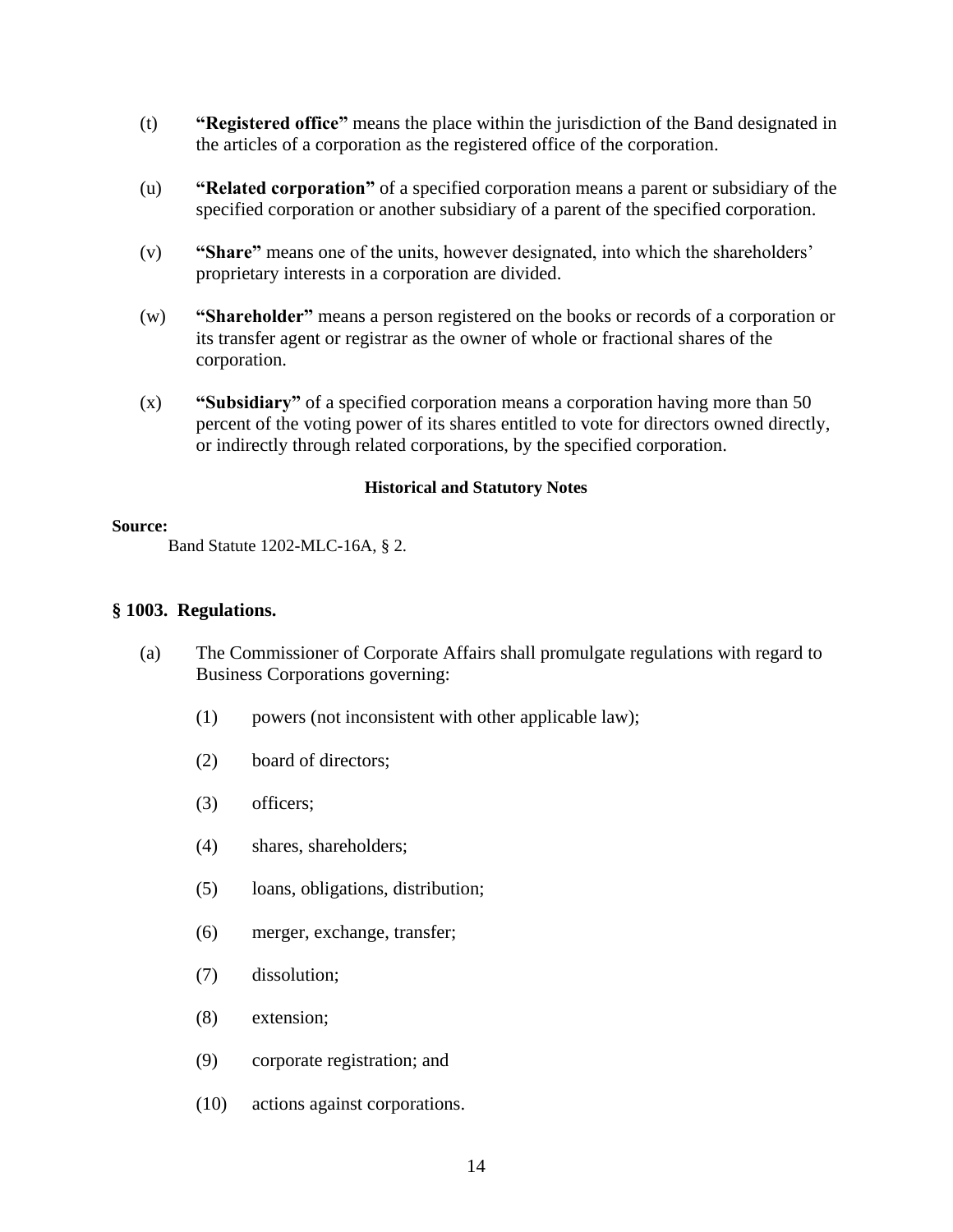(t) **"Registered office"** means the place within the jurisdiction of the Band designated in the articles of a corporation as the registered office of the corporation.

(u) **"Related corporation"** of a specified corporation means a parent or subsidiary of the specified corporation or another subsidiary of a parent of the specified corporation.

(v) **"Share"** means one of the units, however designated, into which the shareholders' proprietary interests in a corporation are divided.

(w) **"Shareholder"** means a person registered on the books or records of a corporation or its transfer agent or registrar as the owner of whole or fractional shares of the corporation.

(x) **"Subsidiary"** of a specified corporation means a corporation having more than 50 percent of the voting power of its shares entitled to vote for directors owned directly, or indirectly through related corporations, by the specified corporation.

**Historical and Statutory Notes**

**Source:**

Band Statute 1202-MLC-16A, § 2.

### § 1003. Regulations.

(a) The Commissioner of Corporate Affairs shall promulgate regulations with regard to Business Corporations governing:

(1) powers (not inconsistent with other applicable law);

(2) board of directors;

(3) officers;

(4) shares, shareholders;

(5) loans, obligations, distribution;

(6) merger, exchange, transfer;

(7) dissolution;

(8) extension;

(9) corporate registration; and

(10) actions against corporations.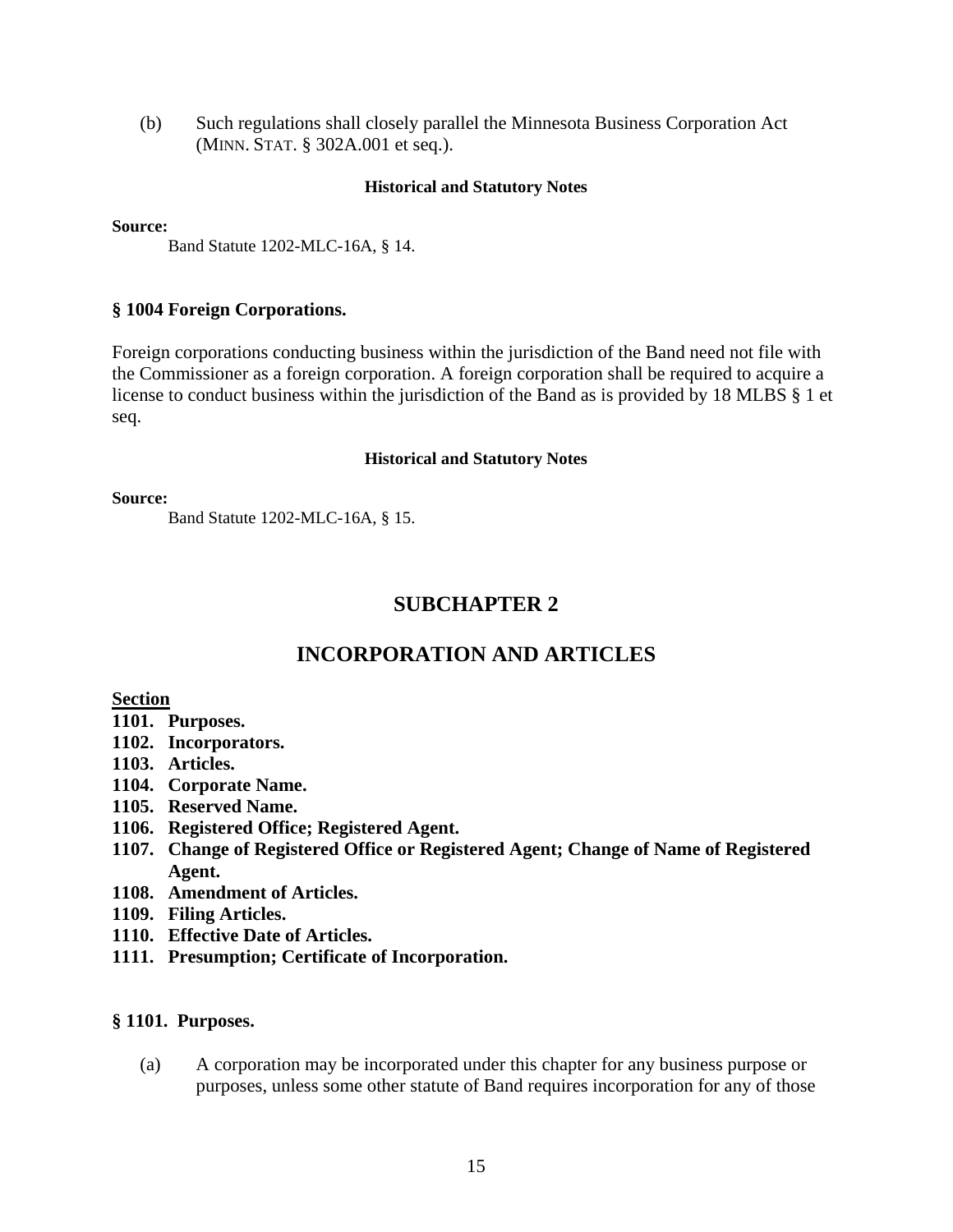(b) Such regulations shall closely parallel the Minnesota Business Corporation Act (MINN. STAT. § 302A.001 et seq.).

**Historical and Statutory Notes**

**Source:**

Band Statute 1202-MLC-16A, § 14.

### § 1004 Foreign Corporations.

Foreign corporations conducting business within the jurisdiction of the Band need not file with the Commissioner as a foreign corporation. A foreign corporation shall be required to acquire a license to conduct business within the jurisdiction of the Band as is provided by 18 MLBS § 1 et seq.

**Historical and Statutory Notes**

**Source:**

Band Statute 1202-MLC-16A, § 15.

## SUBCHAPTER 2

## INCORPORATION AND ARTICLES

**Section**

**1101. Purposes.**
**1102. Incorporators.**
**1103. Articles.**
**1104. Corporate Name.**
**1105. Reserved Name.**
**1106. Registered Office; Registered Agent.**
**1107. Change of Registered Office or Registered Agent; Change of Name of Registered Agent.**
**1108. Amendment of Articles.**
**1109. Filing Articles.**
**1110. Effective Date of Articles.**
**1111. Presumption; Certificate of Incorporation.**

### § 1101. Purposes.

(a) A corporation may be incorporated under this chapter for any business purpose or purposes, unless some other statute of Band requires incorporation for any of those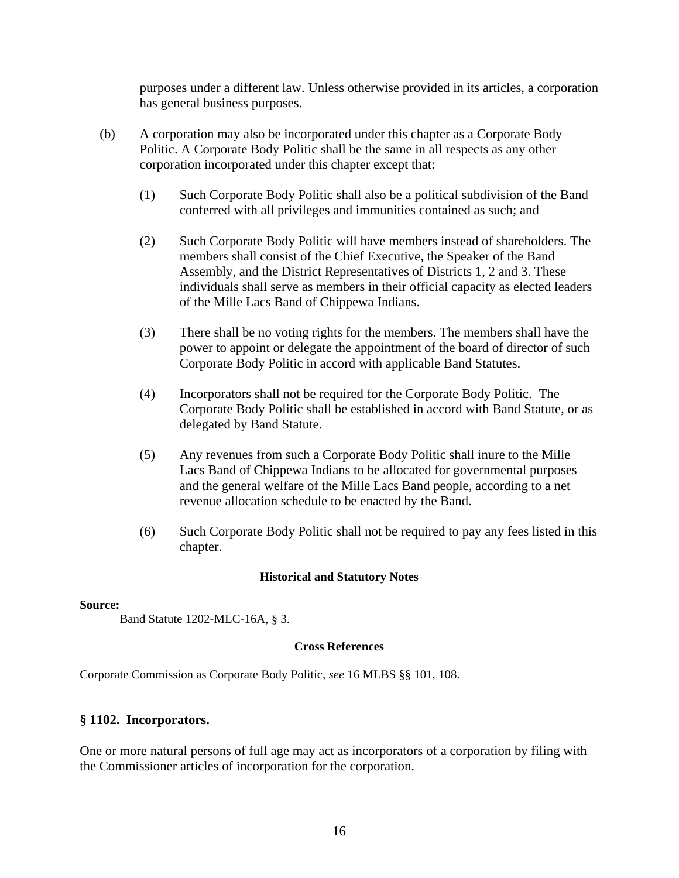purposes under a different law. Unless otherwise provided in its articles, a corporation has general business purposes.

(b) A corporation may also be incorporated under this chapter as a Corporate Body Politic. A Corporate Body Politic shall be the same in all respects as any other corporation incorporated under this chapter except that:

(1) Such Corporate Body Politic shall also be a political subdivision of the Band conferred with all privileges and immunities contained as such; and

(2) Such Corporate Body Politic will have members instead of shareholders. The members shall consist of the Chief Executive, the Speaker of the Band Assembly, and the District Representatives of Districts 1, 2 and 3. These individuals shall serve as members in their official capacity as elected leaders of the Mille Lacs Band of Chippewa Indians.

(3) There shall be no voting rights for the members. The members shall have the power to appoint or delegate the appointment of the board of director of such Corporate Body Politic in accord with applicable Band Statutes.

(4) Incorporators shall not be required for the Corporate Body Politic. The Corporate Body Politic shall be established in accord with Band Statute, or as delegated by Band Statute.

(5) Any revenues from such a Corporate Body Politic shall inure to the Mille Lacs Band of Chippewa Indians to be allocated for governmental purposes and the general welfare of the Mille Lacs Band people, according to a net revenue allocation schedule to be enacted by the Band.

(6) Such Corporate Body Politic shall not be required to pay any fees listed in this chapter.

**Historical and Statutory Notes**

**Source:**
Band Statute 1202-MLC-16A, § 3.

**Cross References**

Corporate Commission as Corporate Body Politic, *see* 16 MLBS §§ 101, 108.

### § 1102. Incorporators.

One or more natural persons of full age may act as incorporators of a corporation by filing with the Commissioner articles of incorporation for the corporation.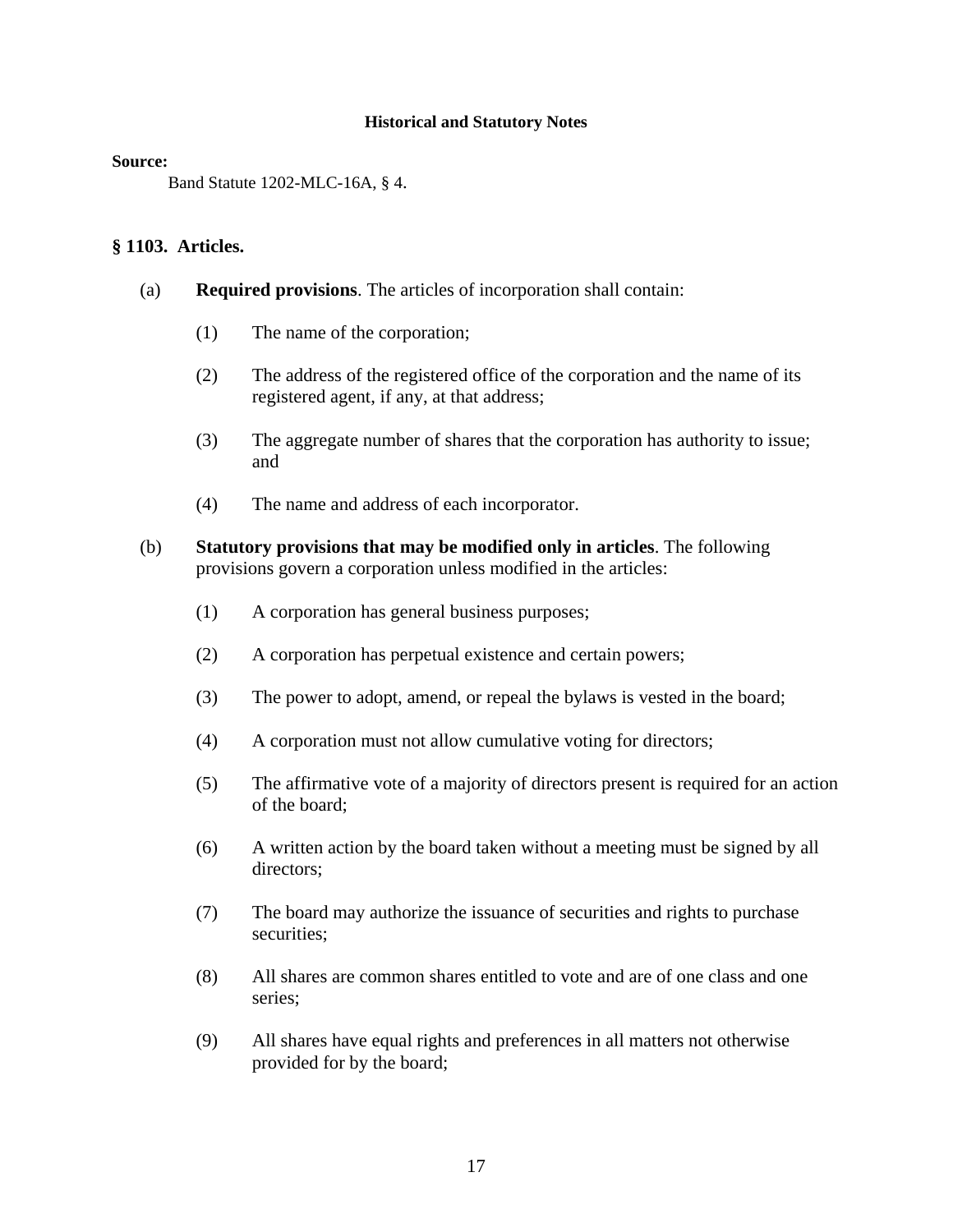**Historical and Statutory Notes**

**Source:**

Band Statute 1202-MLC-16A, § 4.

### § 1103. Articles.

(a) **Required provisions**. The articles of incorporation shall contain:

(1) The name of the corporation;

(2) The address of the registered office of the corporation and the name of its registered agent, if any, at that address;

(3) The aggregate number of shares that the corporation has authority to issue; and

(4) The name and address of each incorporator.

(b) **Statutory provisions that may be modified only in articles**. The following provisions govern a corporation unless modified in the articles:

(1) A corporation has general business purposes;

(2) A corporation has perpetual existence and certain powers;

(3) The power to adopt, amend, or repeal the bylaws is vested in the board;

(4) A corporation must not allow cumulative voting for directors;

(5) The affirmative vote of a majority of directors present is required for an action of the board;

(6) A written action by the board taken without a meeting must be signed by all directors;

(7) The board may authorize the issuance of securities and rights to purchase securities;

(8) All shares are common shares entitled to vote and are of one class and one series;

(9) All shares have equal rights and preferences in all matters not otherwise provided for by the board;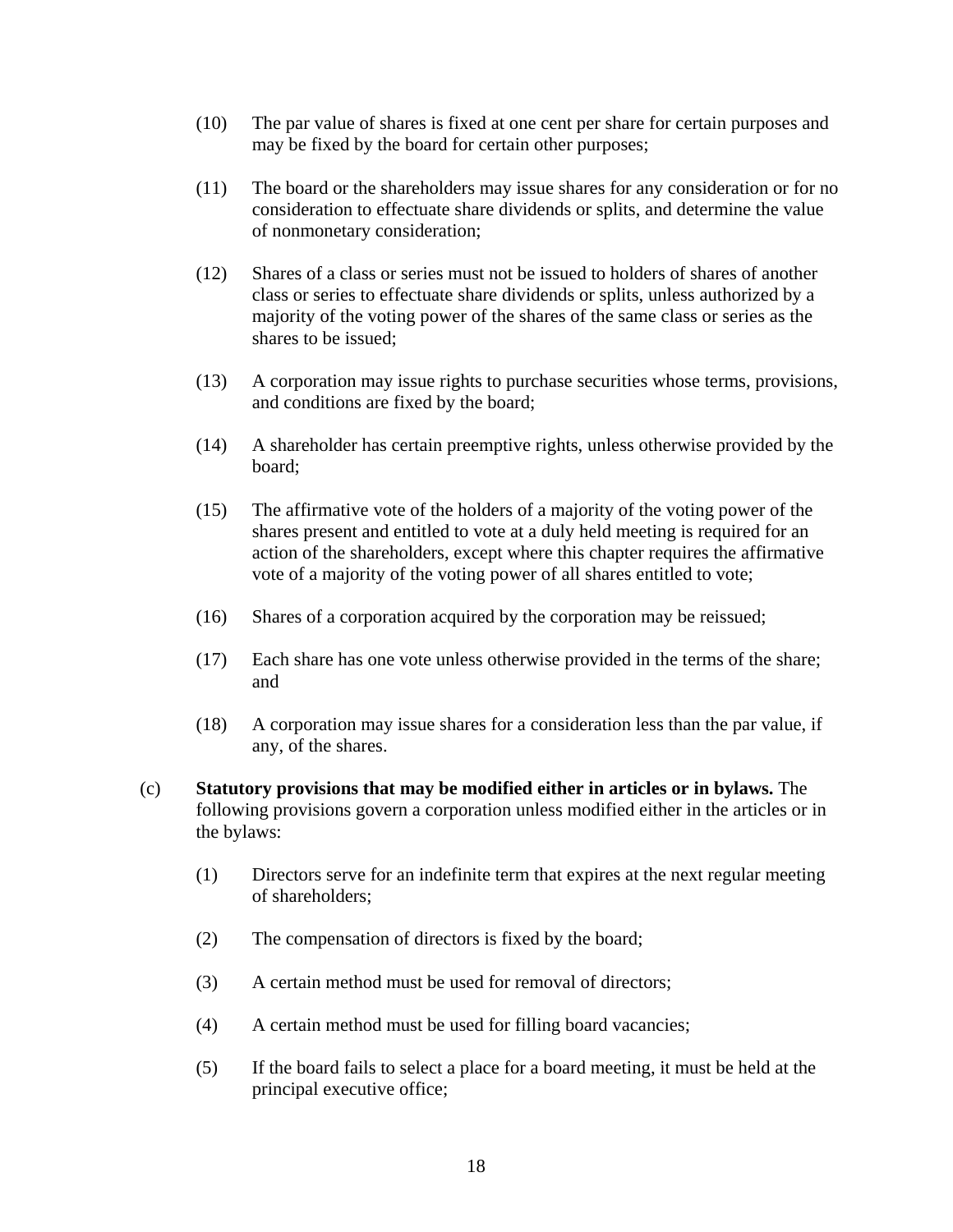(10) The par value of shares is fixed at one cent per share for certain purposes and may be fixed by the board for certain other purposes;

(11) The board or the shareholders may issue shares for any consideration or for no consideration to effectuate share dividends or splits, and determine the value of nonmonetary consideration;

(12) Shares of a class or series must not be issued to holders of shares of another class or series to effectuate share dividends or splits, unless authorized by a majority of the voting power of the shares of the same class or series as the shares to be issued;

(13) A corporation may issue rights to purchase securities whose terms, provisions, and conditions are fixed by the board;

(14) A shareholder has certain preemptive rights, unless otherwise provided by the board;

(15) The affirmative vote of the holders of a majority of the voting power of the shares present and entitled to vote at a duly held meeting is required for an action of the shareholders, except where this chapter requires the affirmative vote of a majority of the voting power of all shares entitled to vote;

(16) Shares of a corporation acquired by the corporation may be reissued;

(17) Each share has one vote unless otherwise provided in the terms of the share; and

(18) A corporation may issue shares for a consideration less than the par value, if any, of the shares.

(c) **Statutory provisions that may be modified either in articles or in bylaws.** The following provisions govern a corporation unless modified either in the articles or in the bylaws:

(1) Directors serve for an indefinite term that expires at the next regular meeting of shareholders;

(2) The compensation of directors is fixed by the board;

(3) A certain method must be used for removal of directors;

(4) A certain method must be used for filling board vacancies;

(5) If the board fails to select a place for a board meeting, it must be held at the principal executive office;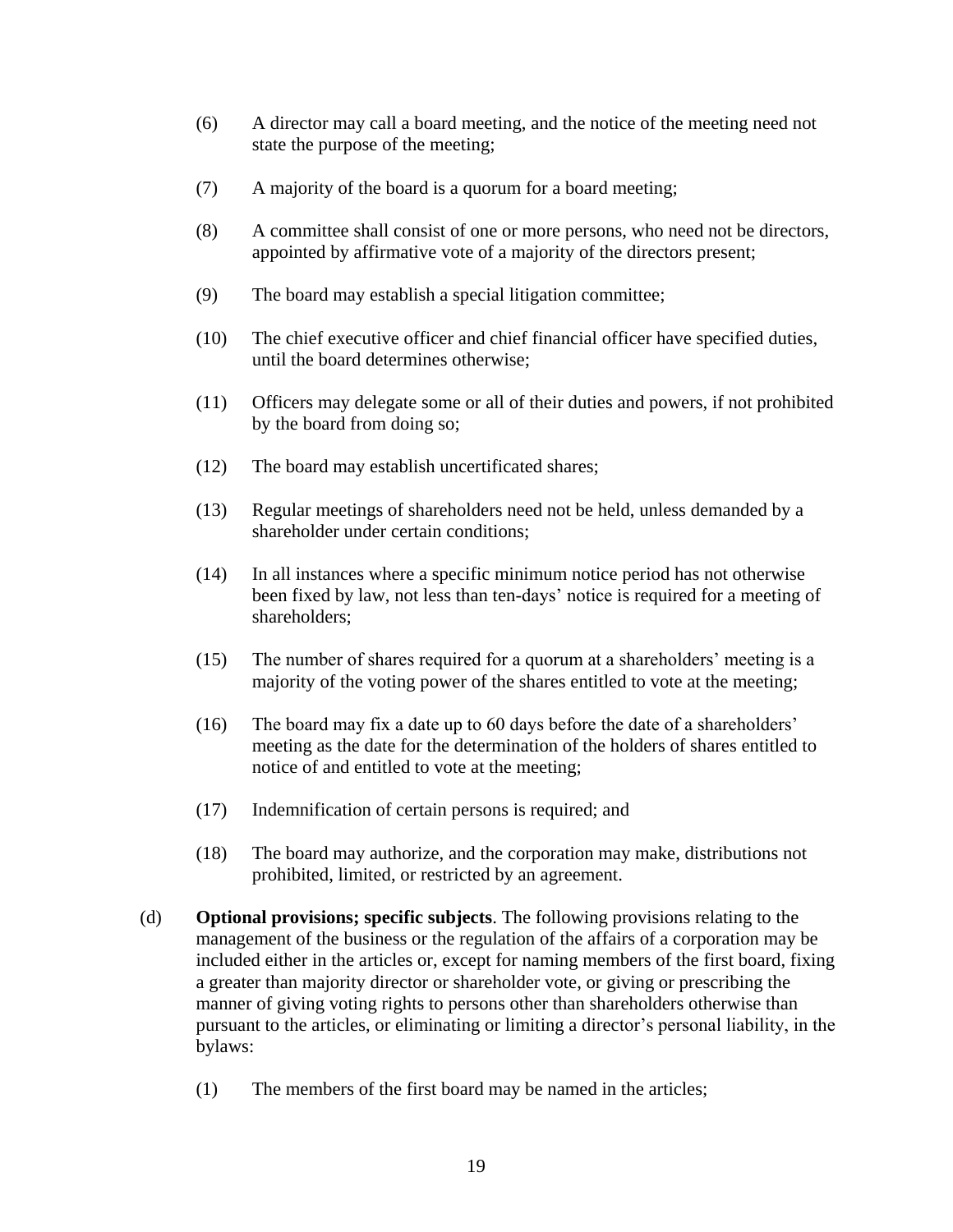(6) A director may call a board meeting, and the notice of the meeting need not state the purpose of the meeting;

(7) A majority of the board is a quorum for a board meeting;

(8) A committee shall consist of one or more persons, who need not be directors, appointed by affirmative vote of a majority of the directors present;

(9) The board may establish a special litigation committee;

(10) The chief executive officer and chief financial officer have specified duties, until the board determines otherwise;

(11) Officers may delegate some or all of their duties and powers, if not prohibited by the board from doing so;

(12) The board may establish uncertificated shares;

(13) Regular meetings of shareholders need not be held, unless demanded by a shareholder under certain conditions;

(14) In all instances where a specific minimum notice period has not otherwise been fixed by law, not less than ten-days' notice is required for a meeting of shareholders;

(15) The number of shares required for a quorum at a shareholders' meeting is a majority of the voting power of the shares entitled to vote at the meeting;

(16) The board may fix a date up to 60 days before the date of a shareholders' meeting as the date for the determination of the holders of shares entitled to notice of and entitled to vote at the meeting;

(17) Indemnification of certain persons is required; and

(18) The board may authorize, and the corporation may make, distributions not prohibited, limited, or restricted by an agreement.

(d) **Optional provisions; specific subjects**. The following provisions relating to the management of the business or the regulation of the affairs of a corporation may be included either in the articles or, except for naming members of the first board, fixing a greater than majority director or shareholder vote, or giving or prescribing the manner of giving voting rights to persons other than shareholders otherwise than pursuant to the articles, or eliminating or limiting a director's personal liability, in the bylaws:

(1) The members of the first board may be named in the articles;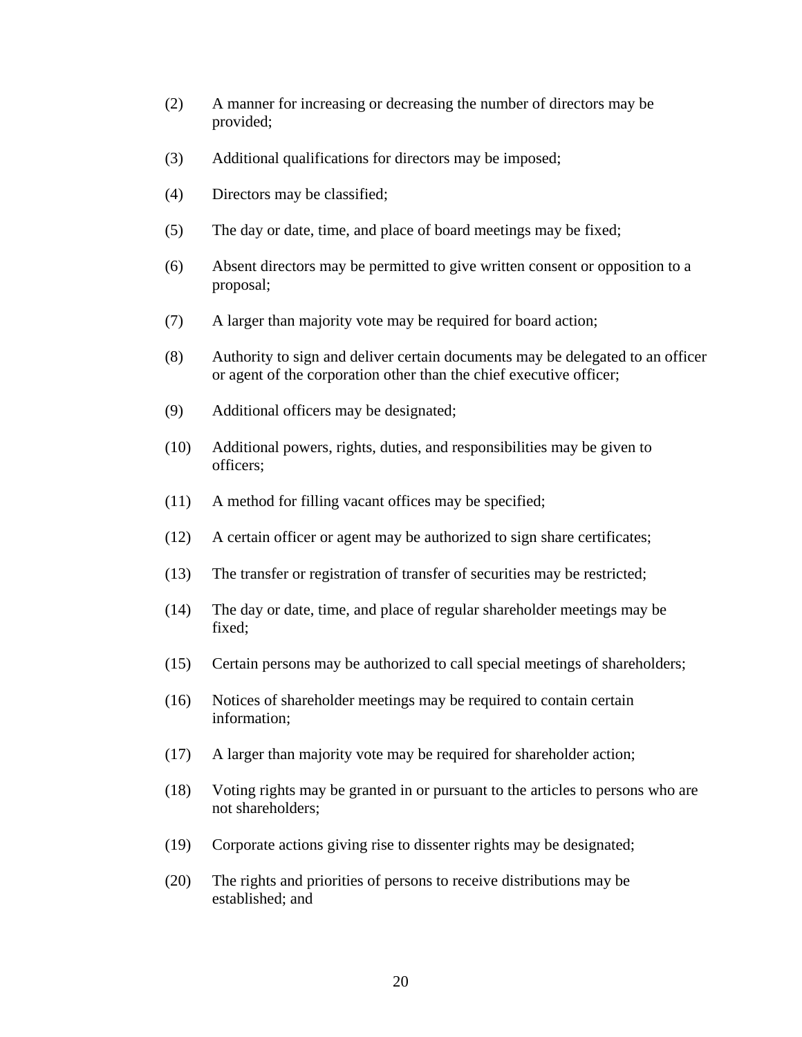(2) A manner for increasing or decreasing the number of directors may be provided;

(3) Additional qualifications for directors may be imposed;

(4) Directors may be classified;

(5) The day or date, time, and place of board meetings may be fixed;

(6) Absent directors may be permitted to give written consent or opposition to a proposal;

(7) A larger than majority vote may be required for board action;

(8) Authority to sign and deliver certain documents may be delegated to an officer or agent of the corporation other than the chief executive officer;

(9) Additional officers may be designated;

(10) Additional powers, rights, duties, and responsibilities may be given to officers;

(11) A method for filling vacant offices may be specified;

(12) A certain officer or agent may be authorized to sign share certificates;

(13) The transfer or registration of transfer of securities may be restricted;

(14) The day or date, time, and place of regular shareholder meetings may be fixed;

(15) Certain persons may be authorized to call special meetings of shareholders;

(16) Notices of shareholder meetings may be required to contain certain information;

(17) A larger than majority vote may be required for shareholder action;

(18) Voting rights may be granted in or pursuant to the articles to persons who are not shareholders;

(19) Corporate actions giving rise to dissenter rights may be designated;

(20) The rights and priorities of persons to receive distributions may be established; and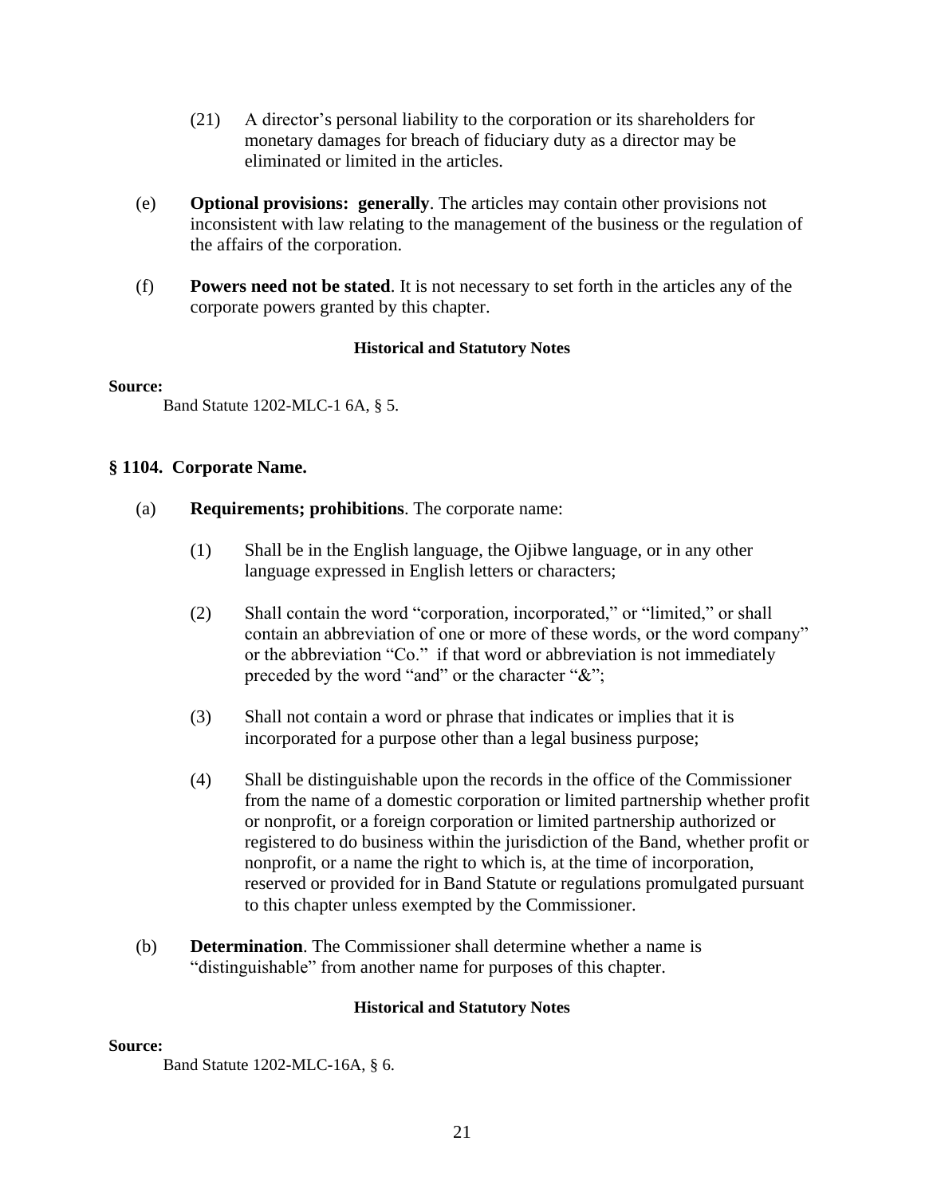(21) A director's personal liability to the corporation or its shareholders for monetary damages for breach of fiduciary duty as a director may be eliminated or limited in the articles.

(e) **Optional provisions: generally**. The articles may contain other provisions not inconsistent with law relating to the management of the business or the regulation of the affairs of the corporation.

(f) **Powers need not be stated**. It is not necessary to set forth in the articles any of the corporate powers granted by this chapter.

#### Historical and Statutory Notes

**Source:**

Band Statute 1202-MLC-1 6A, § 5.

### § 1104. Corporate Name.

(a) **Requirements; prohibitions**. The corporate name:

(1) Shall be in the English language, the Ojibwe language, or in any other language expressed in English letters or characters;

(2) Shall contain the word "corporation, incorporated," or "limited," or shall contain an abbreviation of one or more of these words, or the word company" or the abbreviation "Co." if that word or abbreviation is not immediately preceded by the word "and" or the character "&";

(3) Shall not contain a word or phrase that indicates or implies that it is incorporated for a purpose other than a legal business purpose;

(4) Shall be distinguishable upon the records in the office of the Commissioner from the name of a domestic corporation or limited partnership whether profit or nonprofit, or a foreign corporation or limited partnership authorized or registered to do business within the jurisdiction of the Band, whether profit or nonprofit, or a name the right to which is, at the time of incorporation, reserved or provided for in Band Statute or regulations promulgated pursuant to this chapter unless exempted by the Commissioner.

(b) **Determination**. The Commissioner shall determine whether a name is "distinguishable" from another name for purposes of this chapter.

#### Historical and Statutory Notes

**Source:**

Band Statute 1202-MLC-16A, § 6.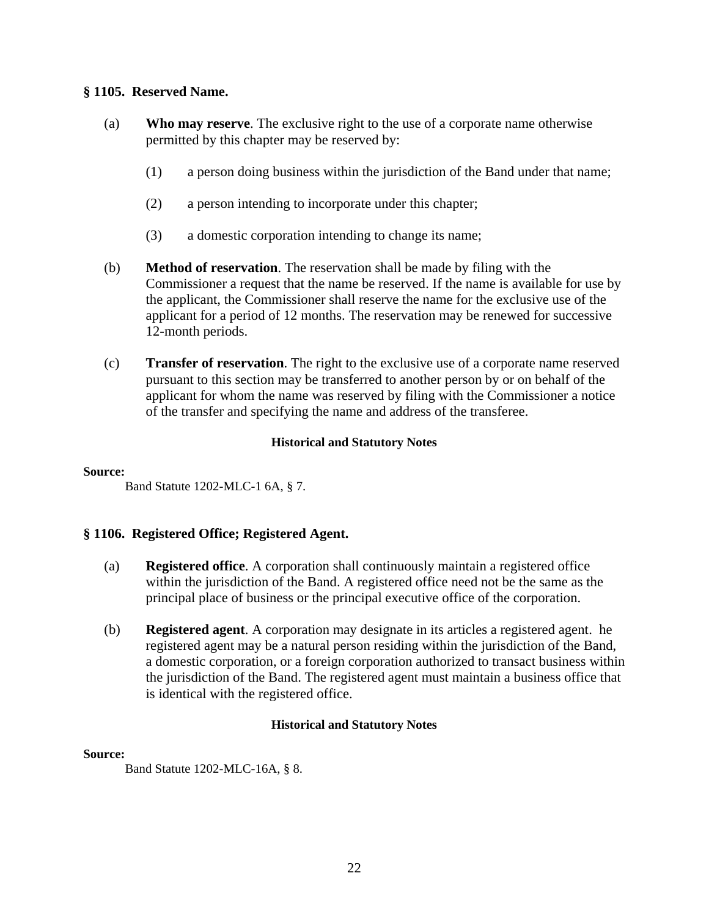### § 1105. Reserved Name.

(a) **Who may reserve**. The exclusive right to the use of a corporate name otherwise permitted by this chapter may be reserved by:

(1) a person doing business within the jurisdiction of the Band under that name;

(2) a person intending to incorporate under this chapter;

(3) a domestic corporation intending to change its name;

(b) **Method of reservation**. The reservation shall be made by filing with the Commissioner a request that the name be reserved. If the name is available for use by the applicant, the Commissioner shall reserve the name for the exclusive use of the applicant for a period of 12 months. The reservation may be renewed for successive 12-month periods.

(c) **Transfer of reservation**. The right to the exclusive use of a corporate name reserved pursuant to this section may be transferred to another person by or on behalf of the applicant for whom the name was reserved by filing with the Commissioner a notice of the transfer and specifying the name and address of the transferee.

**Historical and Statutory Notes**

**Source:**
Band Statute 1202-MLC-1 6A, § 7.

### § 1106. Registered Office; Registered Agent.

(a) **Registered office**. A corporation shall continuously maintain a registered office within the jurisdiction of the Band. A registered office need not be the same as the principal place of business or the principal executive office of the corporation.

(b) **Registered agent**. A corporation may designate in its articles a registered agent. he registered agent may be a natural person residing within the jurisdiction of the Band, a domestic corporation, or a foreign corporation authorized to transact business within the jurisdiction of the Band. The registered agent must maintain a business office that is identical with the registered office.

**Historical and Statutory Notes**

**Source:**
Band Statute 1202-MLC-16A, § 8.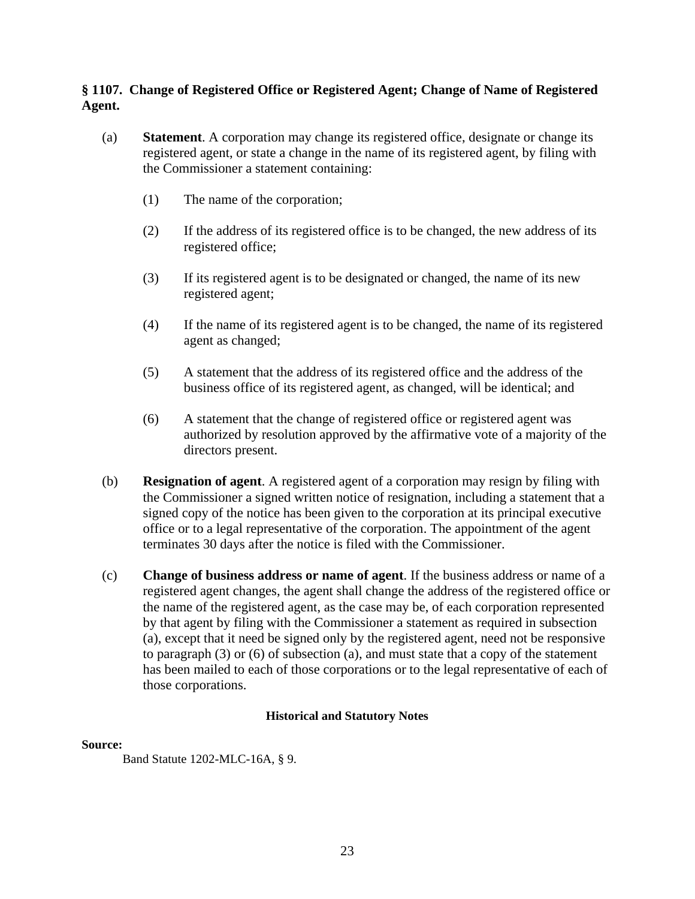### § 1107. Change of Registered Office or Registered Agent; Change of Name of Registered Agent.

(a) **Statement**. A corporation may change its registered office, designate or change its registered agent, or state a change in the name of its registered agent, by filing with the Commissioner a statement containing:

(1) The name of the corporation;

(2) If the address of its registered office is to be changed, the new address of its registered office;

(3) If its registered agent is to be designated or changed, the name of its new registered agent;

(4) If the name of its registered agent is to be changed, the name of its registered agent as changed;

(5) A statement that the address of its registered office and the address of the business office of its registered agent, as changed, will be identical; and

(6) A statement that the change of registered office or registered agent was authorized by resolution approved by the affirmative vote of a majority of the directors present.

(b) **Resignation of agent**. A registered agent of a corporation may resign by filing with the Commissioner a signed written notice of resignation, including a statement that a signed copy of the notice has been given to the corporation at its principal executive office or to a legal representative of the corporation. The appointment of the agent terminates 30 days after the notice is filed with the Commissioner.

(c) **Change of business address or name of agent**. If the business address or name of a registered agent changes, the agent shall change the address of the registered office or the name of the registered agent, as the case may be, of each corporation represented by that agent by filing with the Commissioner a statement as required in subsection (a), except that it need be signed only by the registered agent, need not be responsive to paragraph (3) or (6) of subsection (a), and must state that a copy of the statement has been mailed to each of those corporations or to the legal representative of each of those corporations.

**Historical and Statutory Notes**

**Source:**

Band Statute 1202-MLC-16A, § 9.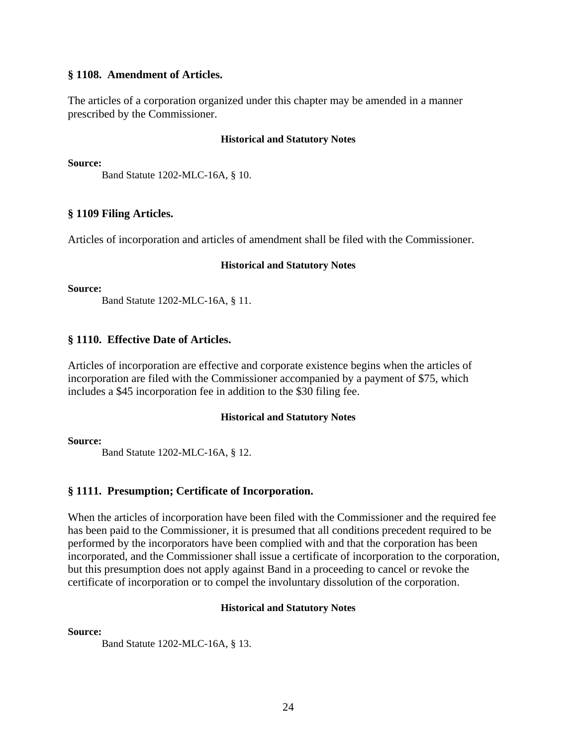### § 1108. Amendment of Articles.

The articles of a corporation organized under this chapter may be amended in a manner prescribed by the Commissioner.

**Historical and Statutory Notes**

**Source:**

Band Statute 1202-MLC-16A, § 10.

### § 1109 Filing Articles.

Articles of incorporation and articles of amendment shall be filed with the Commissioner.

**Historical and Statutory Notes**

**Source:**

Band Statute 1202-MLC-16A, § 11.

### § 1110. Effective Date of Articles.

Articles of incorporation are effective and corporate existence begins when the articles of incorporation are filed with the Commissioner accompanied by a payment of $75, which includes a $45 incorporation fee in addition to the $30 filing fee.

**Historical and Statutory Notes**

**Source:**

Band Statute 1202-MLC-16A, § 12.

### § 1111. Presumption; Certificate of Incorporation.

When the articles of incorporation have been filed with the Commissioner and the required fee has been paid to the Commissioner, it is presumed that all conditions precedent required to be performed by the incorporators have been complied with and that the corporation has been incorporated, and the Commissioner shall issue a certificate of incorporation to the corporation, but this presumption does not apply against Band in a proceeding to cancel or revoke the certificate of incorporation or to compel the involuntary dissolution of the corporation.

**Historical and Statutory Notes**

**Source:**

Band Statute 1202-MLC-16A, § 13.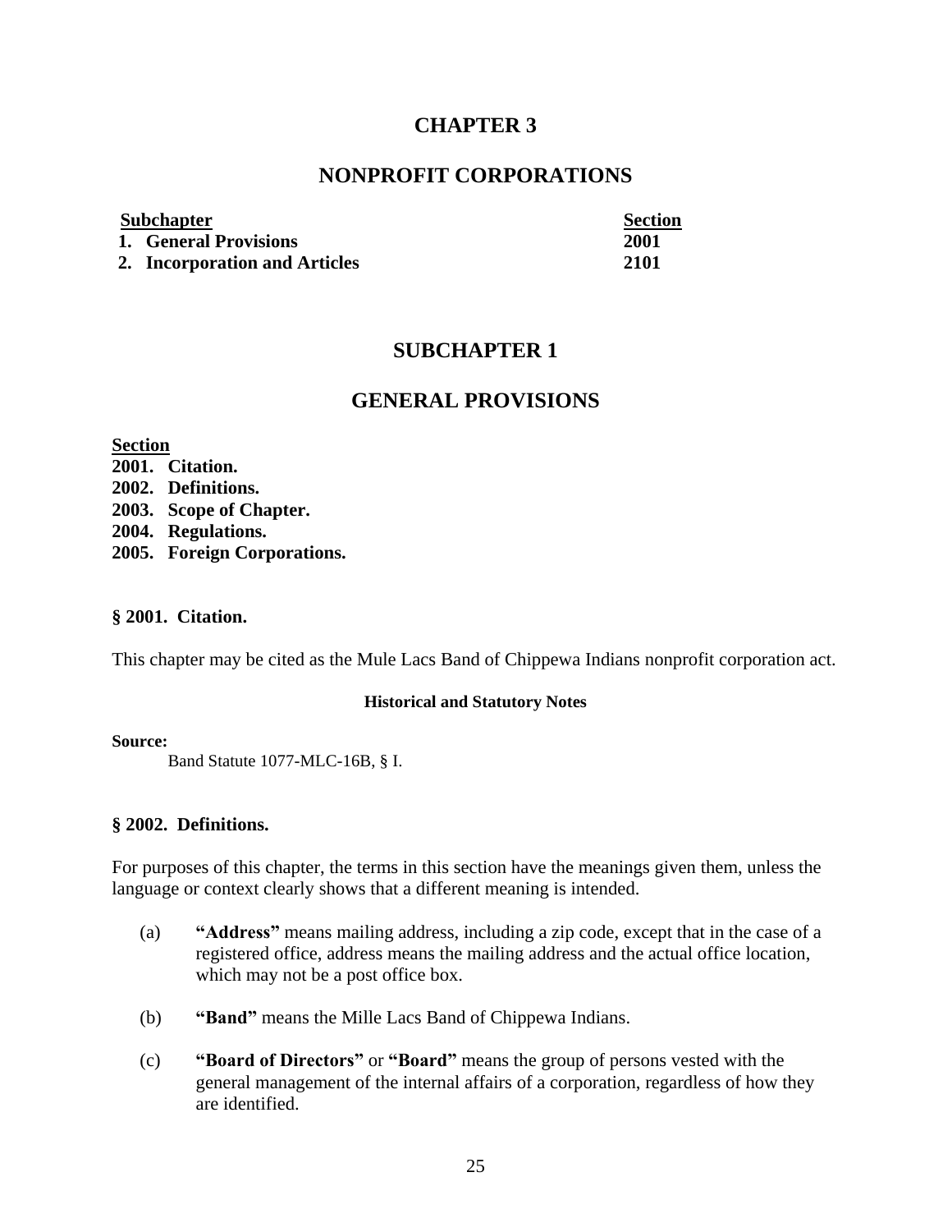# CHAPTER 3

# NONPROFIT CORPORATIONS

| Subchapter | Section |
|---|---|
| 1. General Provisions | 2001 |
| 2. Incorporation and Articles | 2101 |

## SUBCHAPTER 1

## GENERAL PROVISIONS

**Section**
**2001. Citation.**
**2002. Definitions.**
**2003. Scope of Chapter.**
**2004. Regulations.**
**2005. Foreign Corporations.**

### § 2001. Citation.

This chapter may be cited as the Mule Lacs Band of Chippewa Indians nonprofit corporation act.

**Historical and Statutory Notes**

**Source:**
Band Statute 1077-MLC-16B, § I.

### § 2002. Definitions.

For purposes of this chapter, the terms in this section have the meanings given them, unless the language or context clearly shows that a different meaning is intended.

(a) **"Address"** means mailing address, including a zip code, except that in the case of a registered office, address means the mailing address and the actual office location, which may not be a post office box.

(b) **"Band"** means the Mille Lacs Band of Chippewa Indians.

(c) **"Board of Directors"** or **"Board"** means the group of persons vested with the general management of the internal affairs of a corporation, regardless of how they are identified.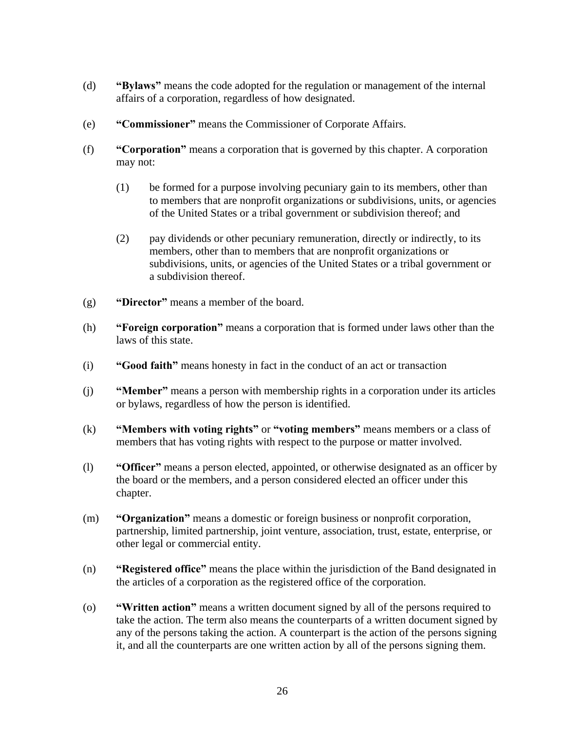(d) **"Bylaws"** means the code adopted for the regulation or management of the internal affairs of a corporation, regardless of how designated.

(e) **"Commissioner"** means the Commissioner of Corporate Affairs.

(f) **"Corporation"** means a corporation that is governed by this chapter. A corporation may not:

  (1) be formed for a purpose involving pecuniary gain to its members, other than to members that are nonprofit organizations or subdivisions, units, or agencies of the United States or a tribal government or subdivision thereof; and

  (2) pay dividends or other pecuniary remuneration, directly or indirectly, to its members, other than to members that are nonprofit organizations or subdivisions, units, or agencies of the United States or a tribal government or a subdivision thereof.

(g) **"Director"** means a member of the board.

(h) **"Foreign corporation"** means a corporation that is formed under laws other than the laws of this state.

(i) **"Good faith"** means honesty in fact in the conduct of an act or transaction

(j) **"Member"** means a person with membership rights in a corporation under its articles or bylaws, regardless of how the person is identified.

(k) **"Members with voting rights"** or **"voting members"** means members or a class of members that has voting rights with respect to the purpose or matter involved.

(l) **"Officer"** means a person elected, appointed, or otherwise designated as an officer by the board or the members, and a person considered elected an officer under this chapter.

(m) **"Organization"** means a domestic or foreign business or nonprofit corporation, partnership, limited partnership, joint venture, association, trust, estate, enterprise, or other legal or commercial entity.

(n) **"Registered office"** means the place within the jurisdiction of the Band designated in the articles of a corporation as the registered office of the corporation.

(o) **"Written action"** means a written document signed by all of the persons required to take the action. The term also means the counterparts of a written document signed by any of the persons taking the action. A counterpart is the action of the persons signing it, and all the counterparts are one written action by all of the persons signing them.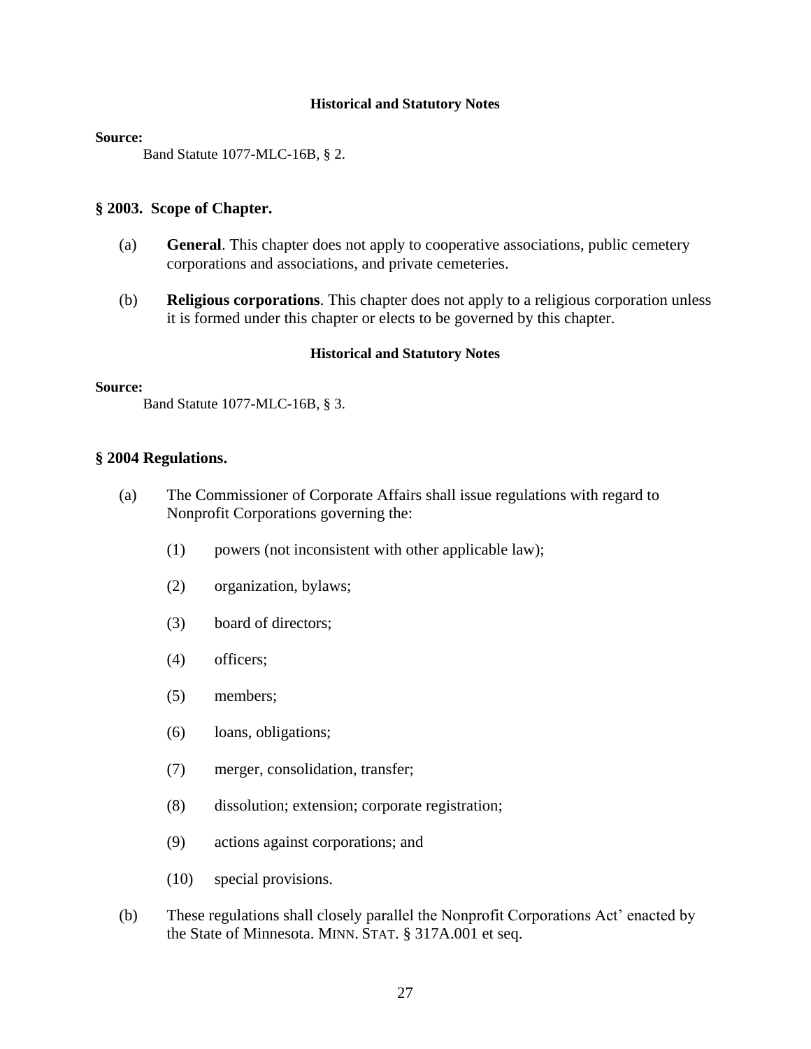#### Historical and Statutory Notes

**Source:**

Band Statute 1077-MLC-16B, § 2.

### § 2003. Scope of Chapter.

(a) **General**. This chapter does not apply to cooperative associations, public cemetery corporations and associations, and private cemeteries.

(b) **Religious corporations**. This chapter does not apply to a religious corporation unless it is formed under this chapter or elects to be governed by this chapter.

#### Historical and Statutory Notes

**Source:**

Band Statute 1077-MLC-16B, § 3.

### § 2004 Regulations.

(a) The Commissioner of Corporate Affairs shall issue regulations with regard to Nonprofit Corporations governing the:

(1) powers (not inconsistent with other applicable law);

(2) organization, bylaws;

(3) board of directors;

(4) officers;

(5) members;

(6) loans, obligations;

(7) merger, consolidation, transfer;

(8) dissolution; extension; corporate registration;

(9) actions against corporations; and

(10) special provisions.

(b) These regulations shall closely parallel the Nonprofit Corporations Act' enacted by the State of Minnesota. MINN. STAT. § 317A.001 et seq.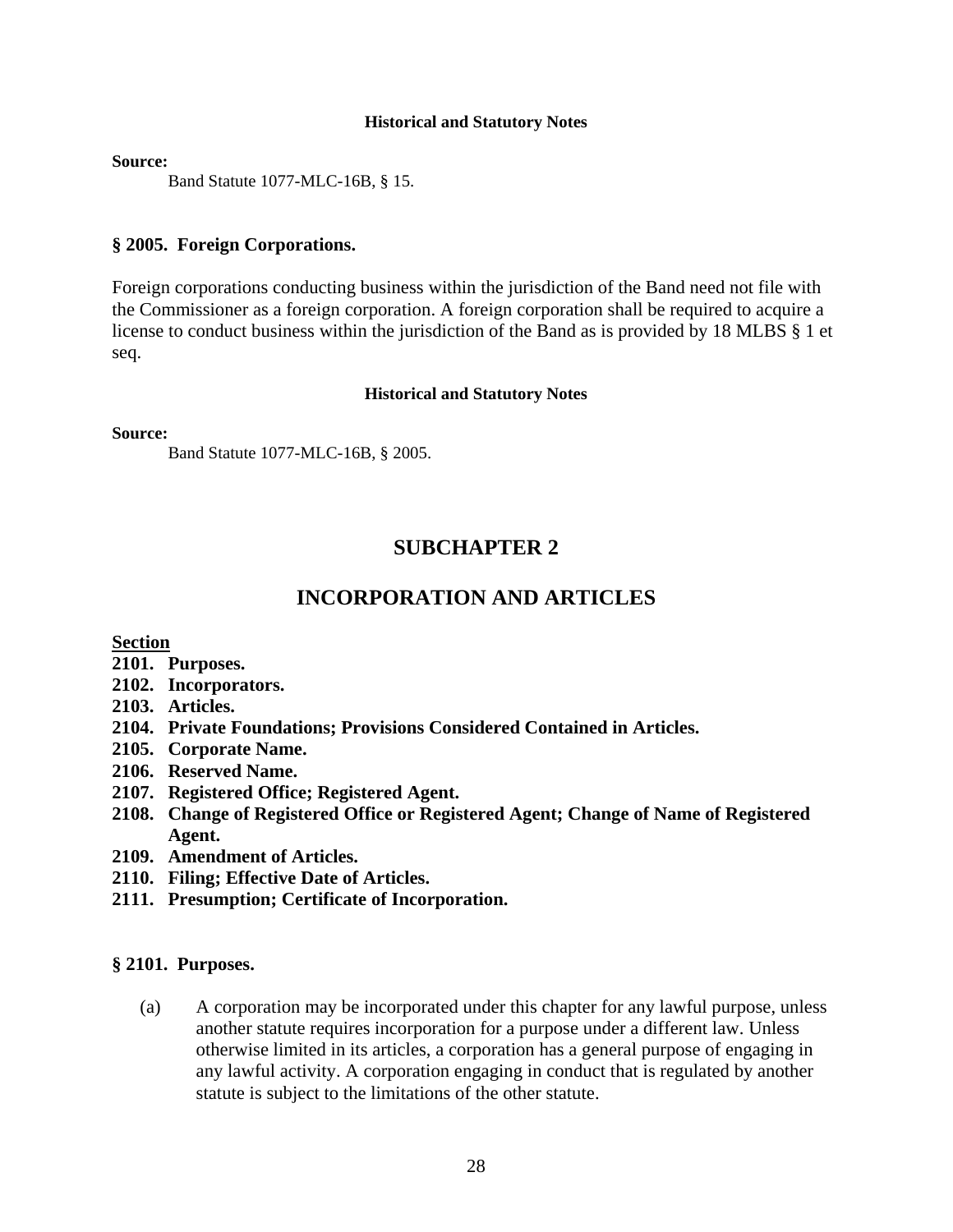#### Historical and Statutory Notes

**Source:**

Band Statute 1077-MLC-16B, § 15.

### § 2005. Foreign Corporations.

Foreign corporations conducting business within the jurisdiction of the Band need not file with the Commissioner as a foreign corporation. A foreign corporation shall be required to acquire a license to conduct business within the jurisdiction of the Band as is provided by 18 MLBS § 1 et seq.

#### Historical and Statutory Notes

**Source:**

Band Statute 1077-MLC-16B, § 2005.

## SUBCHAPTER 2

## INCORPORATION AND ARTICLES

**Section**

**2101. Purposes.**
**2102. Incorporators.**
**2103. Articles.**
**2104. Private Foundations; Provisions Considered Contained in Articles.**
**2105. Corporate Name.**
**2106. Reserved Name.**
**2107. Registered Office; Registered Agent.**
**2108. Change of Registered Office or Registered Agent; Change of Name of Registered Agent.**
**2109. Amendment of Articles.**
**2110. Filing; Effective Date of Articles.**
**2111. Presumption; Certificate of Incorporation.**

### § 2101. Purposes.

(a) A corporation may be incorporated under this chapter for any lawful purpose, unless another statute requires incorporation for a purpose under a different law. Unless otherwise limited in its articles, a corporation has a general purpose of engaging in any lawful activity. A corporation engaging in conduct that is regulated by another statute is subject to the limitations of the other statute.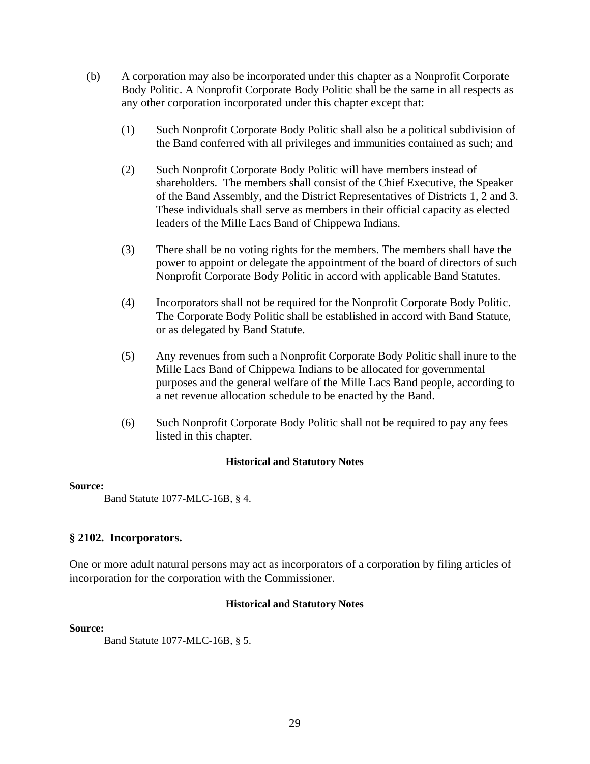(b) A corporation may also be incorporated under this chapter as a Nonprofit Corporate Body Politic. A Nonprofit Corporate Body Politic shall be the same in all respects as any other corporation incorporated under this chapter except that:

   (1) Such Nonprofit Corporate Body Politic shall also be a political subdivision of the Band conferred with all privileges and immunities contained as such; and

   (2) Such Nonprofit Corporate Body Politic will have members instead of shareholders. The members shall consist of the Chief Executive, the Speaker of the Band Assembly, and the District Representatives of Districts 1, 2 and 3. These individuals shall serve as members in their official capacity as elected leaders of the Mille Lacs Band of Chippewa Indians.

   (3) There shall be no voting rights for the members. The members shall have the power to appoint or delegate the appointment of the board of directors of such Nonprofit Corporate Body Politic in accord with applicable Band Statutes.

   (4) Incorporators shall not be required for the Nonprofit Corporate Body Politic. The Corporate Body Politic shall be established in accord with Band Statute, or as delegated by Band Statute.

   (5) Any revenues from such a Nonprofit Corporate Body Politic shall inure to the Mille Lacs Band of Chippewa Indians to be allocated for governmental purposes and the general welfare of the Mille Lacs Band people, according to a net revenue allocation schedule to be enacted by the Band.

   (6) Such Nonprofit Corporate Body Politic shall not be required to pay any fees listed in this chapter.

**Historical and Statutory Notes**

**Source:**

Band Statute 1077-MLC-16B, § 4.

### § 2102. Incorporators.

One or more adult natural persons may act as incorporators of a corporation by filing articles of incorporation for the corporation with the Commissioner.

**Historical and Statutory Notes**

**Source:**

Band Statute 1077-MLC-16B, § 5.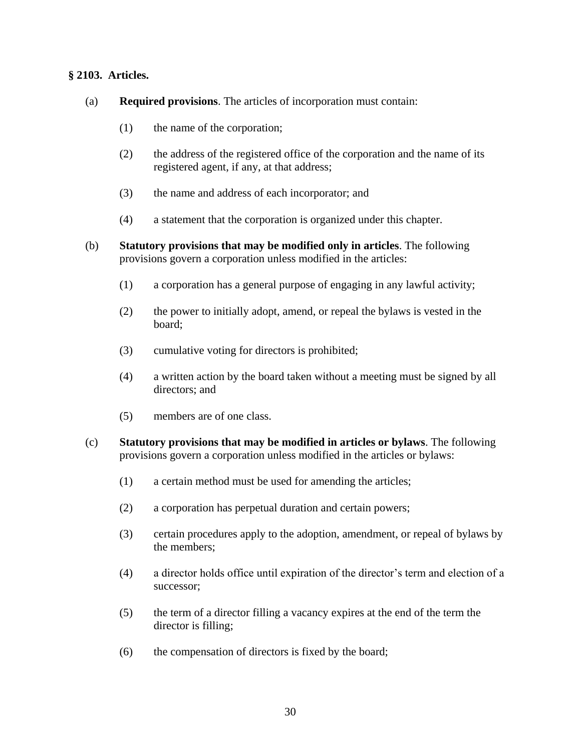### § 2103. Articles.

(a) **Required provisions**. The articles of incorporation must contain:

(1) the name of the corporation;

(2) the address of the registered office of the corporation and the name of its registered agent, if any, at that address;

(3) the name and address of each incorporator; and

(4) a statement that the corporation is organized under this chapter.

(b) **Statutory provisions that may be modified only in articles**. The following provisions govern a corporation unless modified in the articles:

(1) a corporation has a general purpose of engaging in any lawful activity;

(2) the power to initially adopt, amend, or repeal the bylaws is vested in the board;

(3) cumulative voting for directors is prohibited;

(4) a written action by the board taken without a meeting must be signed by all directors; and

(5) members are of one class.

(c) **Statutory provisions that may be modified in articles or bylaws**. The following provisions govern a corporation unless modified in the articles or bylaws:

(1) a certain method must be used for amending the articles;

(2) a corporation has perpetual duration and certain powers;

(3) certain procedures apply to the adoption, amendment, or repeal of bylaws by the members;

(4) a director holds office until expiration of the director's term and election of a successor;

(5) the term of a director filling a vacancy expires at the end of the term the director is filling;

(6) the compensation of directors is fixed by the board;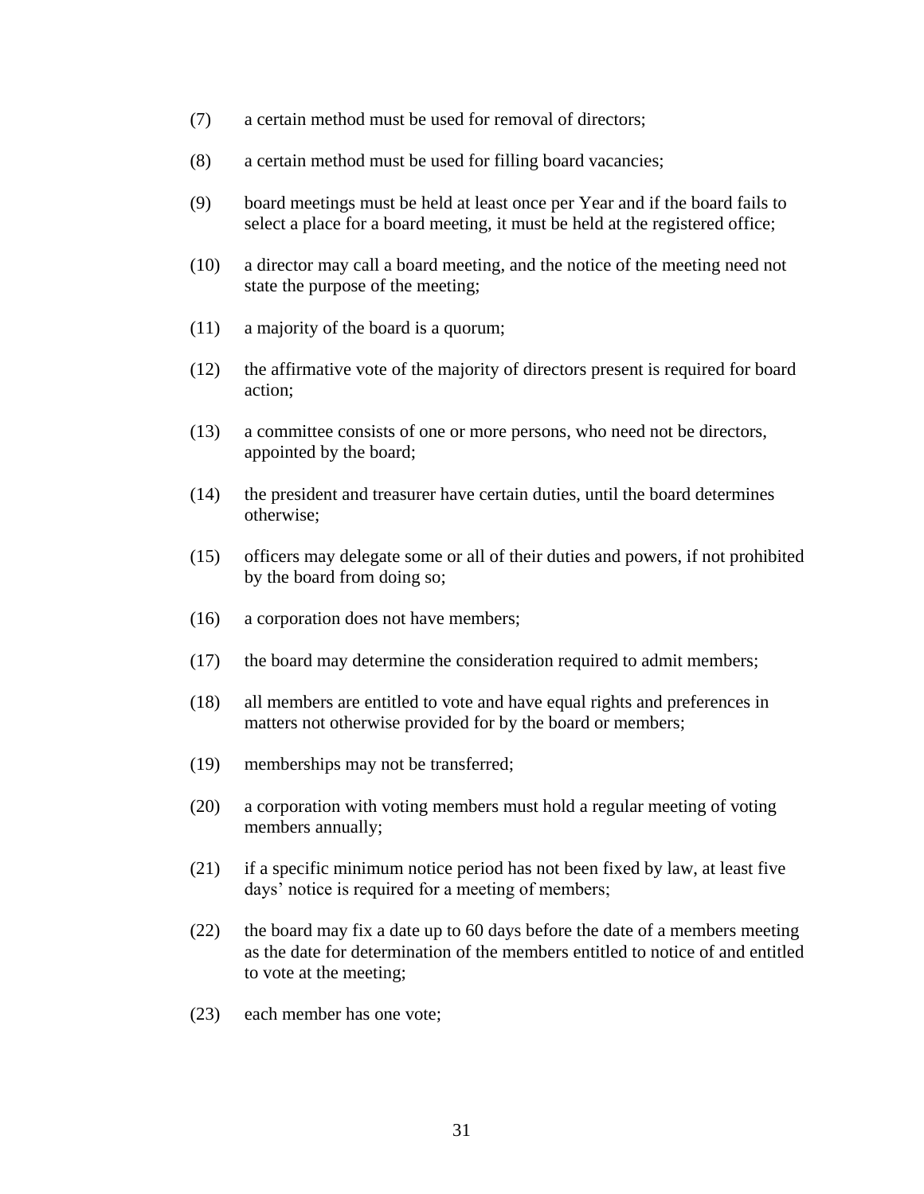(7) a certain method must be used for removal of directors;

(8) a certain method must be used for filling board vacancies;

(9) board meetings must be held at least once per Year and if the board fails to select a place for a board meeting, it must be held at the registered office;

(10) a director may call a board meeting, and the notice of the meeting need not state the purpose of the meeting;

(11) a majority of the board is a quorum;

(12) the affirmative vote of the majority of directors present is required for board action;

(13) a committee consists of one or more persons, who need not be directors, appointed by the board;

(14) the president and treasurer have certain duties, until the board determines otherwise;

(15) officers may delegate some or all of their duties and powers, if not prohibited by the board from doing so;

(16) a corporation does not have members;

(17) the board may determine the consideration required to admit members;

(18) all members are entitled to vote and have equal rights and preferences in matters not otherwise provided for by the board or members;

(19) memberships may not be transferred;

(20) a corporation with voting members must hold a regular meeting of voting members annually;

(21) if a specific minimum notice period has not been fixed by law, at least five days' notice is required for a meeting of members;

(22) the board may fix a date up to 60 days before the date of a members meeting as the date for determination of the members entitled to notice of and entitled to vote at the meeting;

(23) each member has one vote;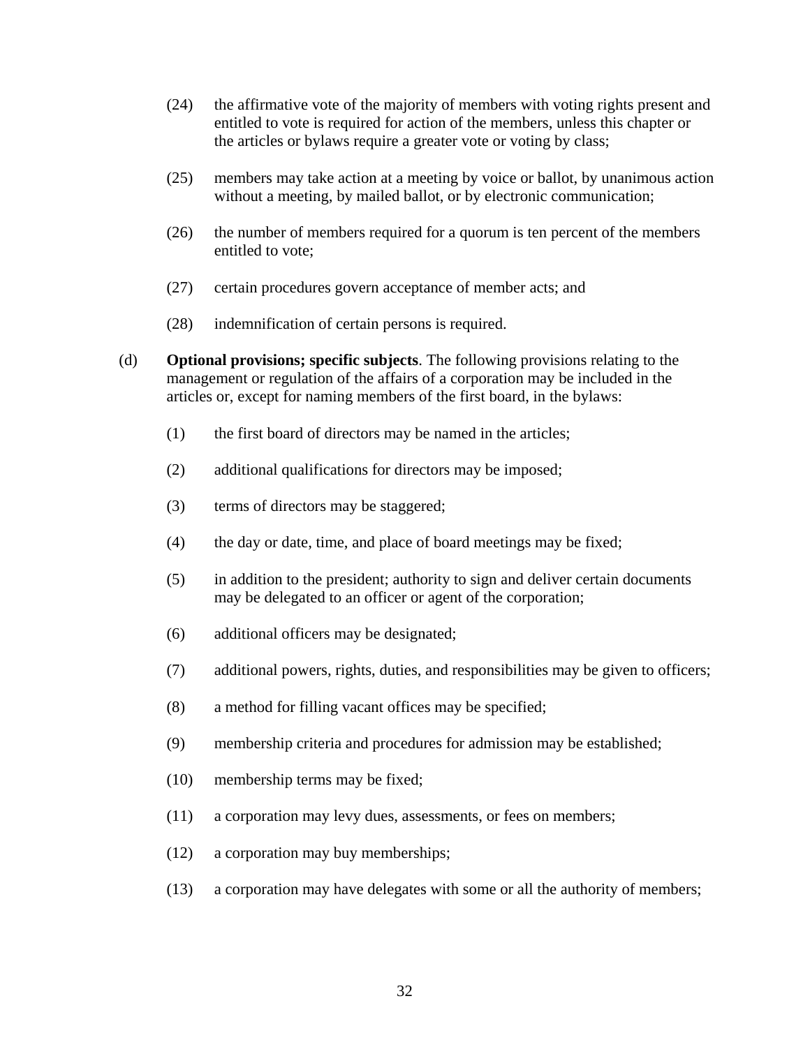(24) the affirmative vote of the majority of members with voting rights present and entitled to vote is required for action of the members, unless this chapter or the articles or bylaws require a greater vote or voting by class;

(25) members may take action at a meeting by voice or ballot, by unanimous action without a meeting, by mailed ballot, or by electronic communication;

(26) the number of members required for a quorum is ten percent of the members entitled to vote;

(27) certain procedures govern acceptance of member acts; and

(28) indemnification of certain persons is required.

(d) **Optional provisions; specific subjects**. The following provisions relating to the management or regulation of the affairs of a corporation may be included in the articles or, except for naming members of the first board, in the bylaws:

(1) the first board of directors may be named in the articles;

(2) additional qualifications for directors may be imposed;

(3) terms of directors may be staggered;

(4) the day or date, time, and place of board meetings may be fixed;

(5) in addition to the president; authority to sign and deliver certain documents may be delegated to an officer or agent of the corporation;

(6) additional officers may be designated;

(7) additional powers, rights, duties, and responsibilities may be given to officers;

(8) a method for filling vacant offices may be specified;

(9) membership criteria and procedures for admission may be established;

(10) membership terms may be fixed;

(11) a corporation may levy dues, assessments, or fees on members;

(12) a corporation may buy memberships;

(13) a corporation may have delegates with some or all the authority of members;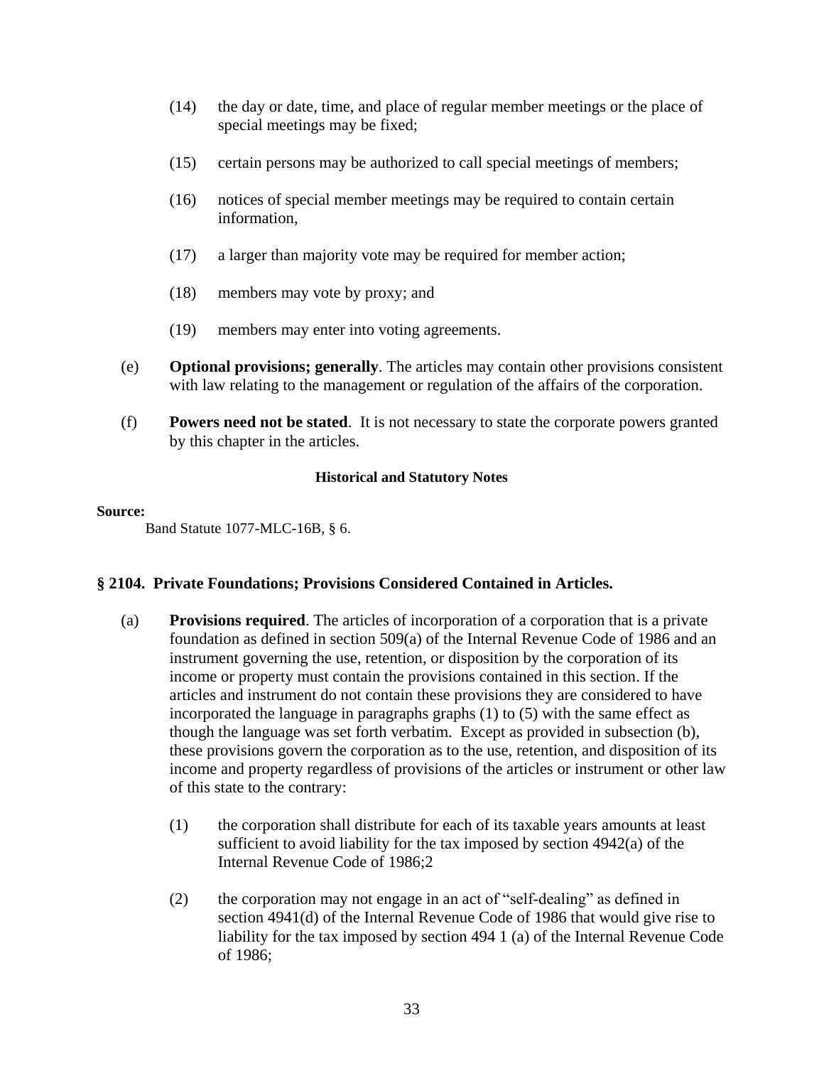(14) the day or date, time, and place of regular member meetings or the place of special meetings may be fixed;

(15) certain persons may be authorized to call special meetings of members;

(16) notices of special member meetings may be required to contain certain information,

(17) a larger than majority vote may be required for member action;

(18) members may vote by proxy; and

(19) members may enter into voting agreements.

(e) **Optional provisions; generally**. The articles may contain other provisions consistent with law relating to the management or regulation of the affairs of the corporation.

(f) **Powers need not be stated**. It is not necessary to state the corporate powers granted by this chapter in the articles.

**Historical and Statutory Notes**

**Source:**

Band Statute 1077-MLC-16B, § 6.

### § 2104. Private Foundations; Provisions Considered Contained in Articles.

(a) **Provisions required**. The articles of incorporation of a corporation that is a private foundation as defined in section 509(a) of the Internal Revenue Code of 1986 and an instrument governing the use, retention, or disposition by the corporation of its income or property must contain the provisions contained in this section. If the articles and instrument do not contain these provisions they are considered to have incorporated the language in paragraphs graphs (1) to (5) with the same effect as though the language was set forth verbatim. Except as provided in subsection (b), these provisions govern the corporation as to the use, retention, and disposition of its income and property regardless of provisions of the articles or instrument or other law of this state to the contrary:

(1) the corporation shall distribute for each of its taxable years amounts at least sufficient to avoid liability for the tax imposed by section 4942(a) of the Internal Revenue Code of 1986;2

(2) the corporation may not engage in an act of "self-dealing" as defined in section 4941(d) of the Internal Revenue Code of 1986 that would give rise to liability for the tax imposed by section 494 1 (a) of the Internal Revenue Code of 1986;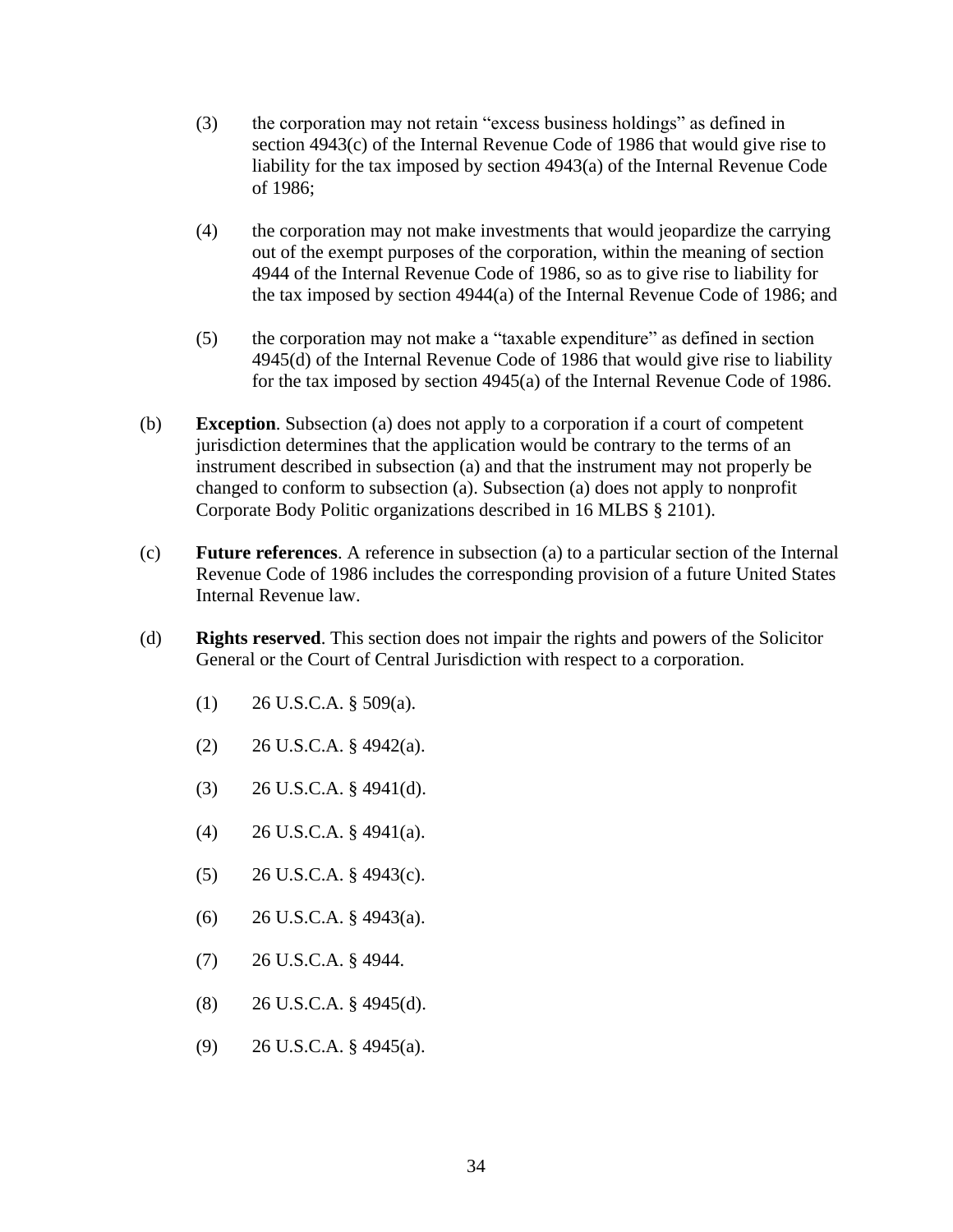(3) the corporation may not retain "excess business holdings" as defined in section 4943(c) of the Internal Revenue Code of 1986 that would give rise to liability for the tax imposed by section 4943(a) of the Internal Revenue Code of 1986;

(4) the corporation may not make investments that would jeopardize the carrying out of the exempt purposes of the corporation, within the meaning of section 4944 of the Internal Revenue Code of 1986, so as to give rise to liability for the tax imposed by section 4944(a) of the Internal Revenue Code of 1986; and

(5) the corporation may not make a "taxable expenditure" as defined in section 4945(d) of the Internal Revenue Code of 1986 that would give rise to liability for the tax imposed by section 4945(a) of the Internal Revenue Code of 1986.

(b) **Exception**. Subsection (a) does not apply to a corporation if a court of competent jurisdiction determines that the application would be contrary to the terms of an instrument described in subsection (a) and that the instrument may not properly be changed to conform to subsection (a). Subsection (a) does not apply to nonprofit Corporate Body Politic organizations described in 16 MLBS § 2101).

(c) **Future references**. A reference in subsection (a) to a particular section of the Internal Revenue Code of 1986 includes the corresponding provision of a future United States Internal Revenue law.

(d) **Rights reserved**. This section does not impair the rights and powers of the Solicitor General or the Court of Central Jurisdiction with respect to a corporation.

(1) 26 U.S.C.A. § 509(a).

(2) 26 U.S.C.A. § 4942(a).

(3) 26 U.S.C.A. § 4941(d).

(4) 26 U.S.C.A. § 4941(a).

(5) 26 U.S.C.A. § 4943(c).

(6) 26 U.S.C.A. § 4943(a).

(7) 26 U.S.C.A. § 4944.

(8) 26 U.S.C.A. § 4945(d).

(9) 26 U.S.C.A. § 4945(a).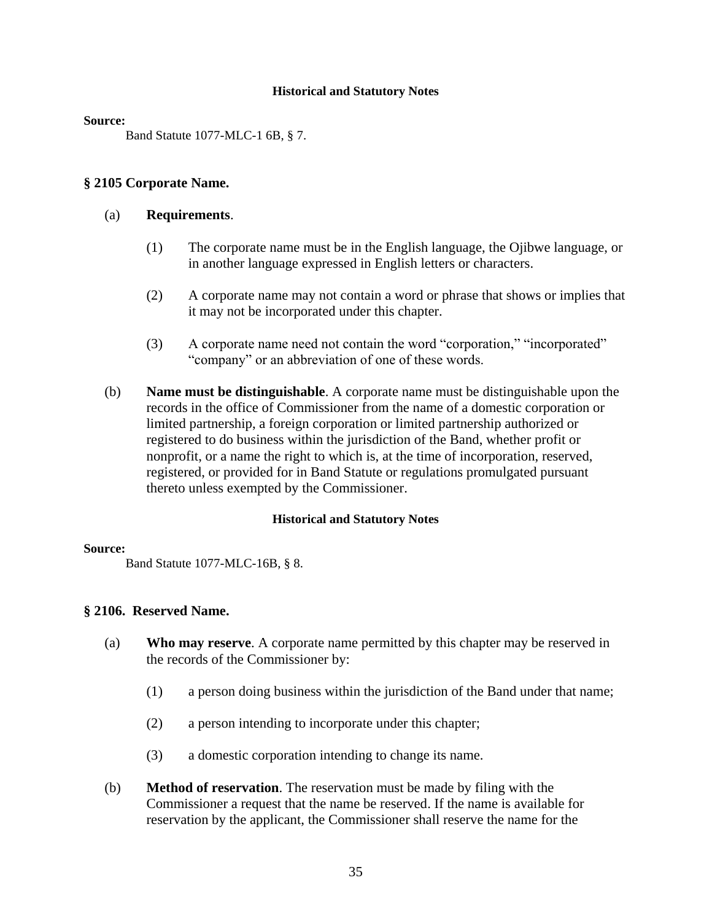**Historical and Statutory Notes**

**Source:**

Band Statute 1077-MLC-1 6B, § 7.

## § 2105 Corporate Name.

(a) **Requirements**.

(1) The corporate name must be in the English language, the Ojibwe language, or in another language expressed in English letters or characters.

(2) A corporate name may not contain a word or phrase that shows or implies that it may not be incorporated under this chapter.

(3) A corporate name need not contain the word "corporation," "incorporated" "company" or an abbreviation of one of these words.

(b) **Name must be distinguishable**. A corporate name must be distinguishable upon the records in the office of Commissioner from the name of a domestic corporation or limited partnership, a foreign corporation or limited partnership authorized or registered to do business within the jurisdiction of the Band, whether profit or nonprofit, or a name the right to which is, at the time of incorporation, reserved, registered, or provided for in Band Statute or regulations promulgated pursuant thereto unless exempted by the Commissioner.

**Historical and Statutory Notes**

**Source:**

Band Statute 1077-MLC-16B, § 8.

## § 2106. Reserved Name.

(a) **Who may reserve**. A corporate name permitted by this chapter may be reserved in the records of the Commissioner by:

(1) a person doing business within the jurisdiction of the Band under that name;

(2) a person intending to incorporate under this chapter;

(3) a domestic corporation intending to change its name.

(b) **Method of reservation**. The reservation must be made by filing with the Commissioner a request that the name be reserved. If the name is available for reservation by the applicant, the Commissioner shall reserve the name for the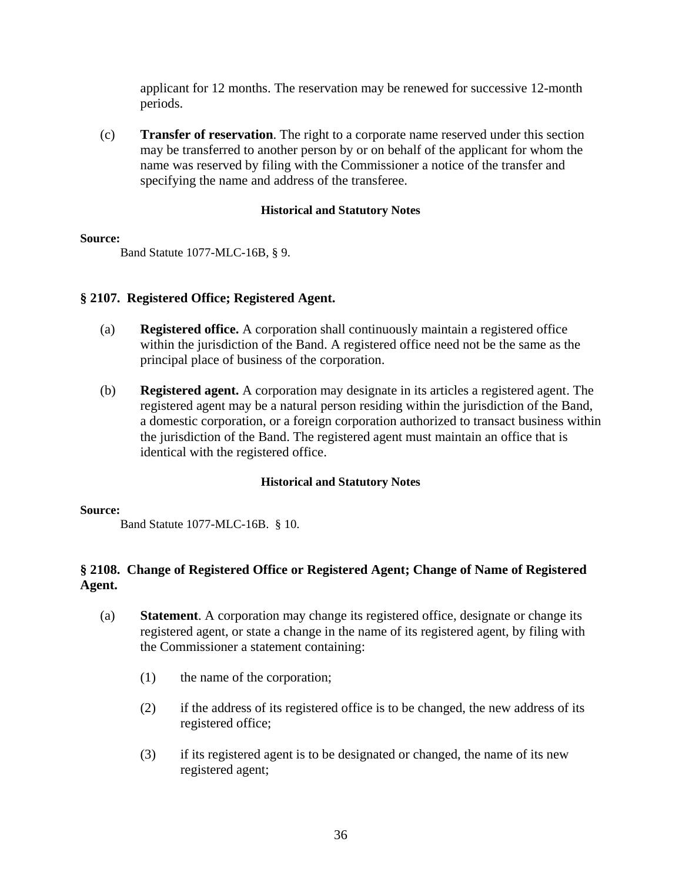applicant for 12 months. The reservation may be renewed for successive 12-month periods.

(c) **Transfer of reservation**. The right to a corporate name reserved under this section may be transferred to another person by or on behalf of the applicant for whom the name was reserved by filing with the Commissioner a notice of the transfer and specifying the name and address of the transferee.

**Historical and Statutory Notes**

**Source:**

Band Statute 1077-MLC-16B, § 9.

### § 2107. Registered Office; Registered Agent.

(a) **Registered office.** A corporation shall continuously maintain a registered office within the jurisdiction of the Band. A registered office need not be the same as the principal place of business of the corporation.

(b) **Registered agent.** A corporation may designate in its articles a registered agent. The registered agent may be a natural person residing within the jurisdiction of the Band, a domestic corporation, or a foreign corporation authorized to transact business within the jurisdiction of the Band. The registered agent must maintain an office that is identical with the registered office.

**Historical and Statutory Notes**

**Source:**

Band Statute 1077-MLC-16B. § 10.

### § 2108. Change of Registered Office or Registered Agent; Change of Name of Registered Agent.

(a) **Statement**. A corporation may change its registered office, designate or change its registered agent, or state a change in the name of its registered agent, by filing with the Commissioner a statement containing:

(1) the name of the corporation;

(2) if the address of its registered office is to be changed, the new address of its registered office;

(3) if its registered agent is to be designated or changed, the name of its new registered agent;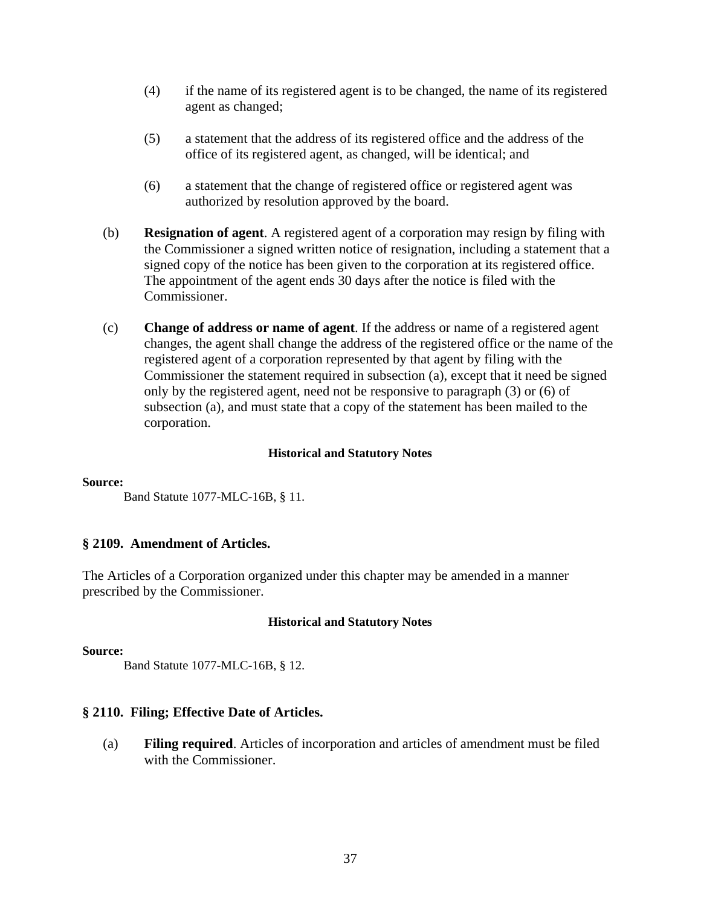(4) if the name of its registered agent is to be changed, the name of its registered agent as changed;

(5) a statement that the address of its registered office and the address of the office of its registered agent, as changed, will be identical; and

(6) a statement that the change of registered office or registered agent was authorized by resolution approved by the board.

(b) **Resignation of agent**. A registered agent of a corporation may resign by filing with the Commissioner a signed written notice of resignation, including a statement that a signed copy of the notice has been given to the corporation at its registered office. The appointment of the agent ends 30 days after the notice is filed with the Commissioner.

(c) **Change of address or name of agent**. If the address or name of a registered agent changes, the agent shall change the address of the registered office or the name of the registered agent of a corporation represented by that agent by filing with the Commissioner the statement required in subsection (a), except that it need be signed only by the registered agent, need not be responsive to paragraph (3) or (6) of subsection (a), and must state that a copy of the statement has been mailed to the corporation.

**Historical and Statutory Notes**

**Source:**
Band Statute 1077-MLC-16B, § 11.

### § 2109. Amendment of Articles.

The Articles of a Corporation organized under this chapter may be amended in a manner prescribed by the Commissioner.

**Historical and Statutory Notes**

**Source:**
Band Statute 1077-MLC-16B, § 12.

### § 2110. Filing; Effective Date of Articles.

(a) **Filing required**. Articles of incorporation and articles of amendment must be filed with the Commissioner.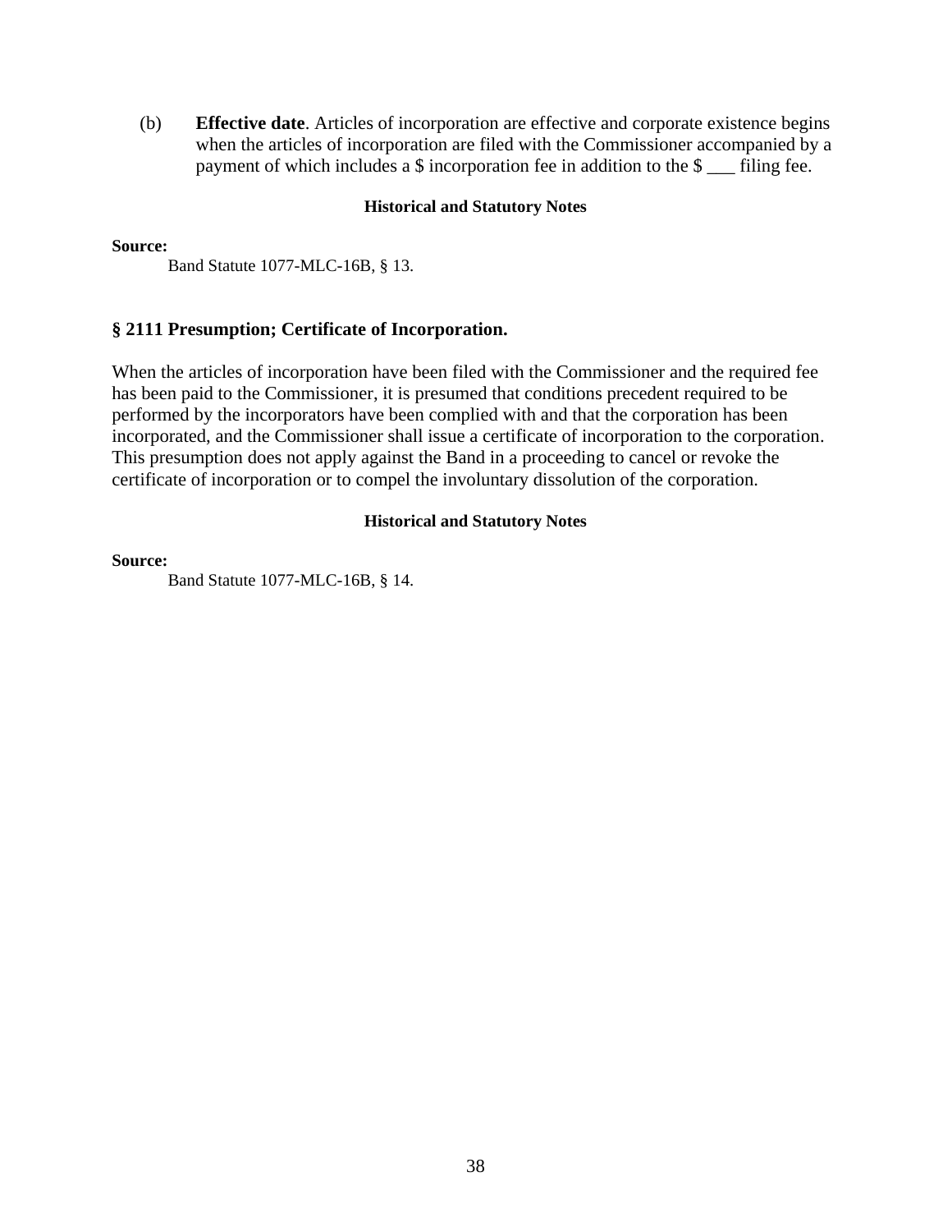(b) **Effective date**. Articles of incorporation are effective and corporate existence begins when the articles of incorporation are filed with the Commissioner accompanied by a payment of which includes a $ incorporation fee in addition to the $ ___ filing fee.

**Historical and Statutory Notes**

**Source:**

Band Statute 1077-MLC-16B, § 13.

### § 2111 Presumption; Certificate of Incorporation.

When the articles of incorporation have been filed with the Commissioner and the required fee has been paid to the Commissioner, it is presumed that conditions precedent required to be performed by the incorporators have been complied with and that the corporation has been incorporated, and the Commissioner shall issue a certificate of incorporation to the corporation. This presumption does not apply against the Band in a proceeding to cancel or revoke the certificate of incorporation or to compel the involuntary dissolution of the corporation.

**Historical and Statutory Notes**

**Source:**

Band Statute 1077-MLC-16B, § 14.